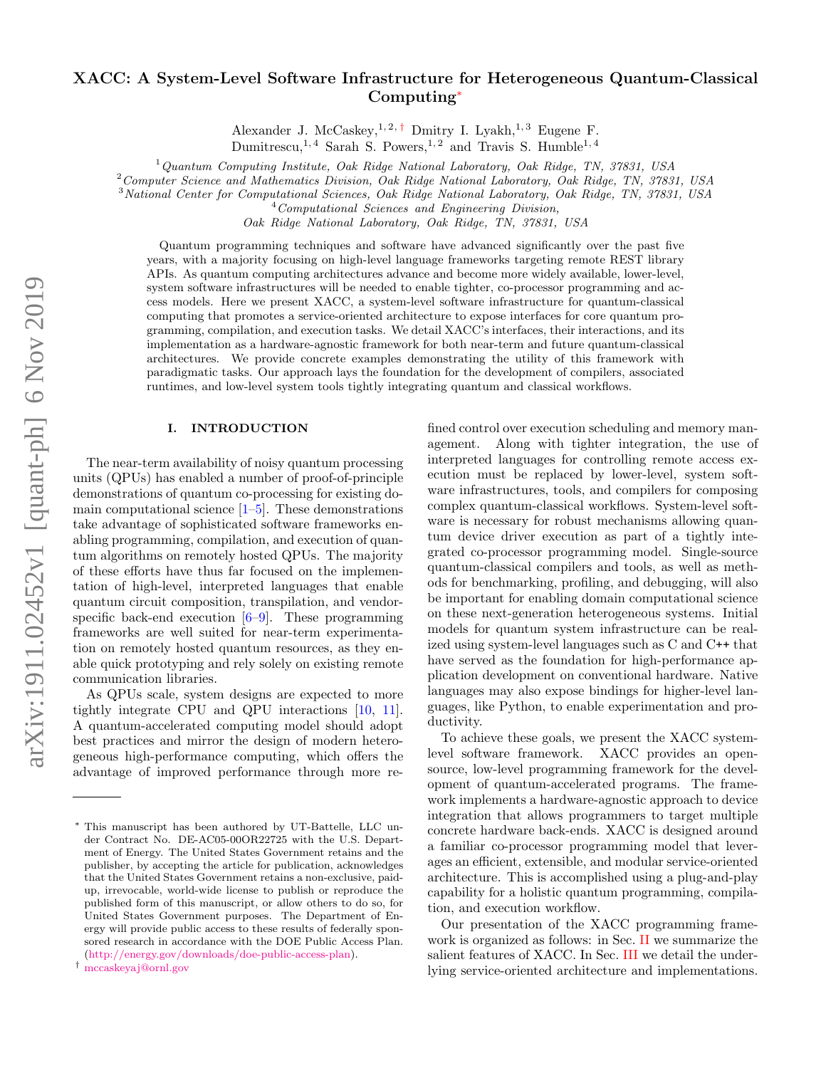# XACC: A System-Level Software Infrastructure for Heterogeneous Quantum-Classical Computing*

Alexander J. McCaskey,[1,2,†] Dmitry I. Lyakh,[1,3] Eugene F. Dumitrescu,[1,4] Sarah S. Powers,[1,2] and Travis S. Humble[1,4]

[1] *Quantum Computing Institute, Oak Ridge National Laboratory, Oak Ridge, TN, 37831, USA*
[2] *Computer Science and Mathematics Division, Oak Ridge National Laboratory, Oak Ridge, TN, 37831, USA*
[3] *National Center for Computational Sciences, Oak Ridge National Laboratory, Oak Ridge, TN, 37831, USA*
[4] *Computational Sciences and Engineering Division, Oak Ridge National Laboratory, Oak Ridge, TN, 37831, USA*

Quantum programming techniques and software have advanced significantly over the past five years, with a majority focusing on high-level language frameworks targeting remote REST library APIs. As quantum computing architectures advance and become more widely available, lower-level, system software infrastructures will be needed to enable tighter, co-processor programming and access models. Here we present XACC, a system-level software infrastructure for quantum-classical computing that promotes a service-oriented architecture to expose interfaces for core quantum programming, compilation, and execution tasks. We detail XACC's interfaces, their interactions, and its implementation as a hardware-agnostic framework for both near-term and future quantum-classical architectures. We provide concrete examples demonstrating the utility of this framework with paradigmatic tasks. Our approach lays the foundation for the development of compilers, associated runtimes, and low-level system tools tightly integrating quantum and classical workflows.

## I. INTRODUCTION

The near-term availability of noisy quantum processing units (QPUs) has enabled a number of proof-of-principle demonstrations of quantum co-processing for existing domain computational science [1–5]. These demonstrations take advantage of sophisticated software frameworks enabling programming, compilation, and execution of quantum algorithms on remotely hosted QPUs. The majority of these efforts have thus far focused on the implementation of high-level, interpreted languages that enable quantum circuit composition, transpilation, and vendor-specific back-end execution [6–9]. These programming frameworks are well suited for near-term experimentation on remotely hosted quantum resources, as they enable quick prototyping and rely solely on existing remote communication libraries.

As QPUs scale, system designs are expected to more tightly integrate CPU and QPU interactions [10, 11]. A quantum-accelerated computing model should adopt best practices and mirror the design of modern heterogeneous high-performance computing, which offers the advantage of improved performance through more refined control over execution scheduling and memory management. Along with tighter integration, the use of interpreted languages for controlling remote access execution must be replaced by lower-level, system software infrastructures, tools, and compilers for composing complex quantum-classical workflows. System-level software is necessary for robust mechanisms allowing quantum device driver execution as part of a tightly integrated co-processor programming model. Single-source quantum-classical compilers and tools, as well as methods for benchmarking, profiling, and debugging, will also be important for enabling domain computational science on these next-generation heterogeneous systems. Initial models for quantum system infrastructure can be realized using system-level languages such as C and C++ that have served as the foundation for high-performance application development on conventional hardware. Native languages may also expose bindings for higher-level languages, like Python, to enable experimentation and productivity.

To achieve these goals, we present the XACC system-level software framework. XACC provides an open-source, low-level programming framework for the development of quantum-accelerated programs. The framework implements a hardware-agnostic approach to device integration that allows programmers to target multiple concrete hardware back-ends. XACC is designed around a familiar co-processor programming model that leverages an efficient, extensible, and modular service-oriented architecture. This is accomplished using a plug-and-play capability for a holistic quantum programming, compilation, and execution workflow.

Our presentation of the XACC programming framework is organized as follows: in Sec. II we summarize the salient features of XACC. In Sec. III we detail the underlying service-oriented architecture and implementations.

---

* This manuscript has been authored by UT-Battelle, LLC under Contract No. DE-AC05-00OR22725 with the U.S. Department of Energy. The United States Government retains and the publisher, by accepting the article for publication, acknowledges that the United States Government retains a non-exclusive, paid-up, irrevocable, world-wide license to publish or reproduce the published form of this manuscript, or allow others to do so, for United States Government purposes. The Department of Energy will provide public access to these results of federally sponsored research in accordance with the DOE Public Access Plan. (http://energy.gov/downloads/doe-public-access-plan).

† mccaskeyaj@ornl.gov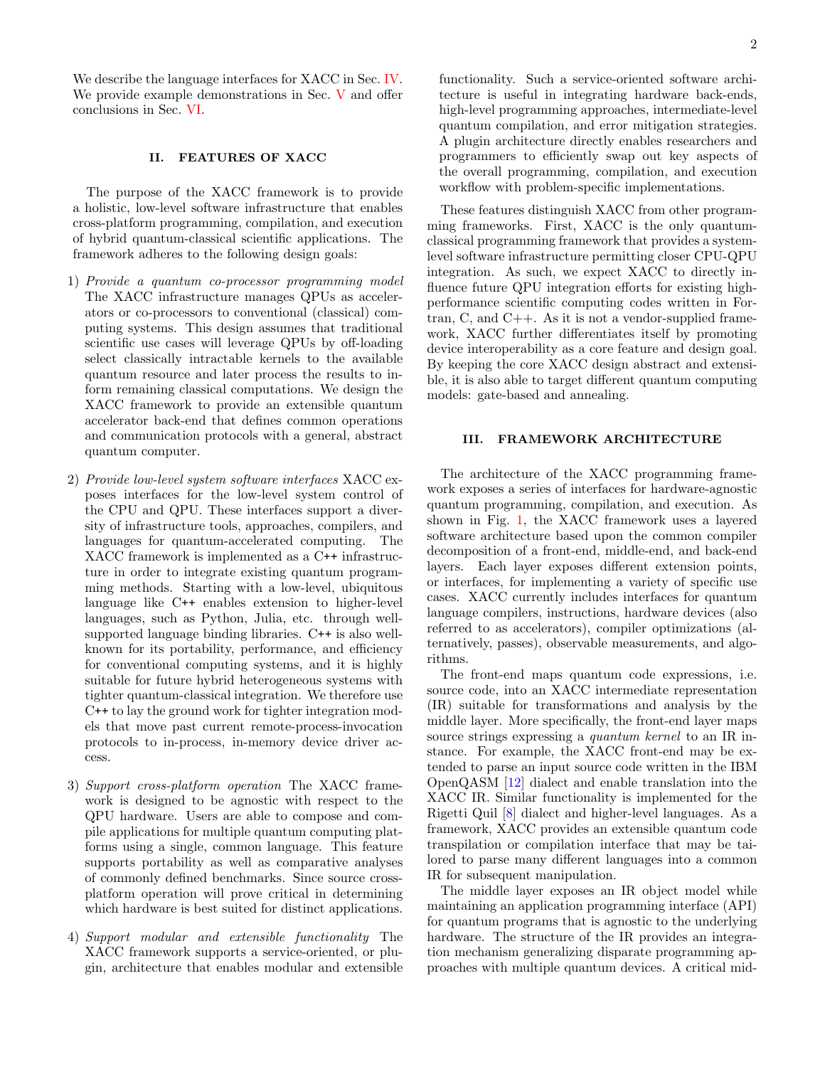We describe the language interfaces for XACC in Sec. IV. We provide example demonstrations in Sec. V and offer conclusions in Sec. VI.

## II. FEATURES OF XACC

The purpose of the XACC framework is to provide a holistic, low-level software infrastructure that enables cross-platform programming, compilation, and execution of hybrid quantum-classical scientific applications. The framework adheres to the following design goals:

1) *Provide a quantum co-processor programming model* The XACC infrastructure manages QPUs as accelerators or co-processors to conventional (classical) computing systems. This design assumes that traditional scientific use cases will leverage QPUs by off-loading select classically intractable kernels to the available quantum resource and later process the results to inform remaining classical computations. We design the XACC framework to provide an extensible quantum accelerator back-end that defines common operations and communication protocols with a general, abstract quantum computer.

2) *Provide low-level system software interfaces* XACC exposes interfaces for the low-level system control of the CPU and QPU. These interfaces support a diversity of infrastructure tools, approaches, compilers, and languages for quantum-accelerated computing. The XACC framework is implemented as a C++ infrastructure in order to integrate existing quantum programming methods. Starting with a low-level, ubiquitous language like C++ enables extension to higher-level languages, such as Python, Julia, etc. through well-supported language binding libraries. C++ is also well-known for its portability, performance, and efficiency for conventional computing systems, and it is highly suitable for future hybrid heterogeneous systems with tighter quantum-classical integration. We therefore use C++ to lay the ground work for tighter integration models that move past current remote-process-invocation protocols to in-process, in-memory device driver access.

3) *Support cross-platform operation* The XACC framework is designed to be agnostic with respect to the QPU hardware. Users are able to compose and compile applications for multiple quantum computing platforms using a single, common language. This feature supports portability as well as comparative analyses of commonly defined benchmarks. Since source cross-platform operation will prove critical in determining which hardware is best suited for distinct applications.

4) *Support modular and extensible functionality* The XACC framework supports a service-oriented, or plugin, architecture that enables modular and extensible functionality. Such a service-oriented software architecture is useful in integrating hardware back-ends, high-level programming approaches, intermediate-level quantum compilation, and error mitigation strategies. A plugin architecture directly enables researchers and programmers to efficiently swap out key aspects of the overall programming, compilation, and execution workflow with problem-specific implementations.

These features distinguish XACC from other programming frameworks. First, XACC is the only quantum-classical programming framework that provides a system-level software infrastructure permitting closer CPU-QPU integration. As such, we expect XACC to directly influence future QPU integration efforts for existing high-performance scientific computing codes written in Fortran, C, and C++. As it is not a vendor-supplied framework, XACC further differentiates itself by promoting device interoperability as a core feature and design goal. By keeping the core XACC design abstract and extensible, it is also able to target different quantum computing models: gate-based and annealing.

## III. FRAMEWORK ARCHITECTURE

The architecture of the XACC programming framework exposes a series of interfaces for hardware-agnostic quantum programming, compilation, and execution. As shown in Fig. 1, the XACC framework uses a layered software architecture based upon the common compiler decomposition of a front-end, middle-end, and back-end layers. Each layer exposes different extension points, or interfaces, for implementing a variety of specific use cases. XACC currently includes interfaces for quantum language compilers, instructions, hardware devices (also referred to as accelerators), compiler optimizations (alternatively, passes), observable measurements, and algorithms.

The front-end maps quantum code expressions, i.e. source code, into an XACC intermediate representation (IR) suitable for transformations and analysis by the middle layer. More specifically, the front-end layer maps source strings expressing a *quantum kernel* to an IR instance. For example, the XACC front-end may be extended to parse an input source code written in the IBM OpenQASM [12] dialect and enable translation into the XACC IR. Similar functionality is implemented for the Rigetti Quil [8] dialect and higher-level languages. As a framework, XACC provides an extensible quantum code transpilation or compilation interface that may be tailored to parse many different languages into a common IR for subsequent manipulation.

The middle layer exposes an IR object model while maintaining an application programming interface (API) for quantum programs that is agnostic to the underlying hardware. The structure of the IR provides an integration mechanism generalizing disparate programming approaches with multiple quantum devices. A critical mid-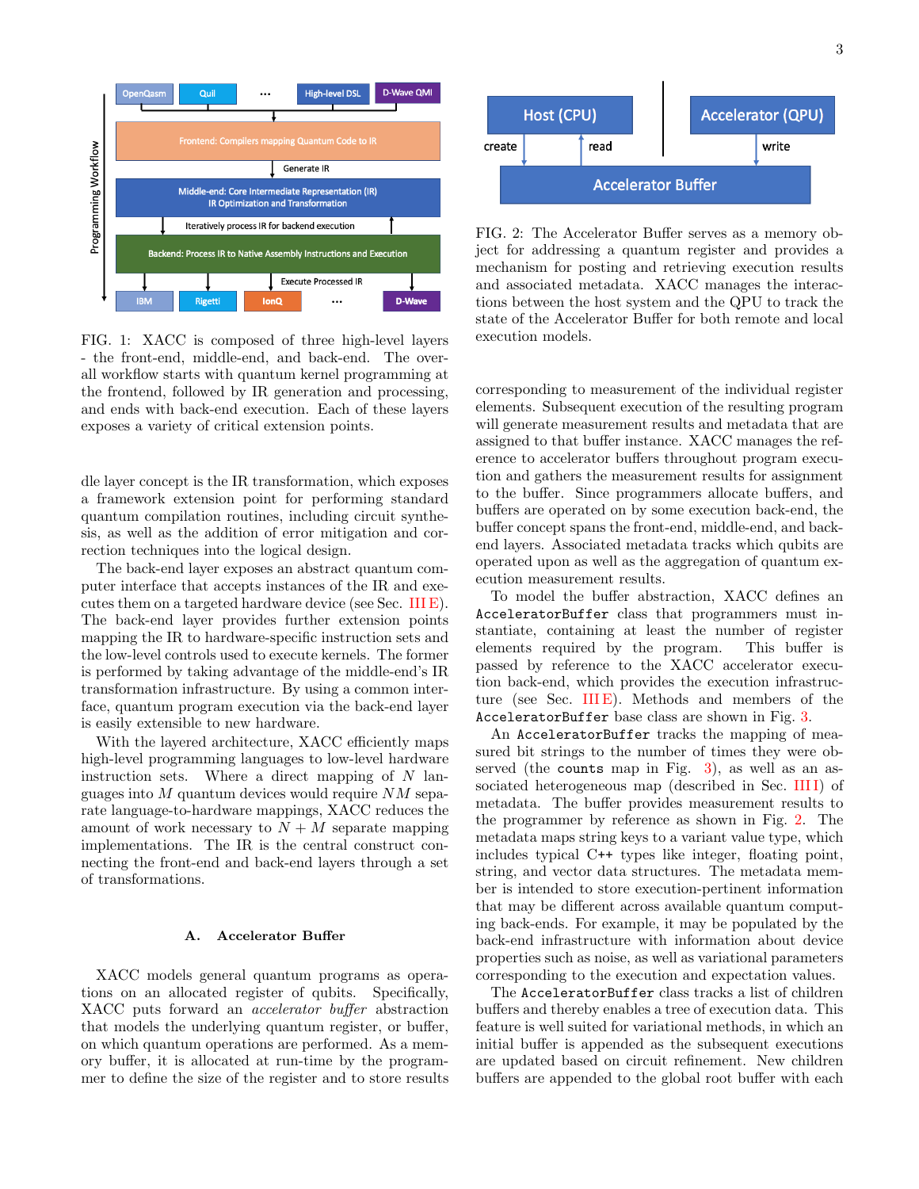FIG. 1: XACC is composed of three high-level layers - the front-end, middle-end, and back-end. The overall workflow starts with quantum kernel programming at the frontend, followed by IR generation and processing, and ends with back-end execution. Each of these layers exposes a variety of critical extension points.

FIG. 2: The Accelerator Buffer serves as a memory object for addressing a quantum register and provides a mechanism for posting and retrieving execution results and associated metadata. XACC manages the interactions between the host system and the QPU to track the state of the Accelerator Buffer for both remote and local execution models.

dle layer concept is the IR transformation, which exposes a framework extension point for performing standard quantum compilation routines, including circuit synthesis, as well as the addition of error mitigation and correction techniques into the logical design.

The back-end layer exposes an abstract quantum computer interface that accepts instances of the IR and executes them on a targeted hardware device (see Sec. III E). The back-end layer provides further extension points mapping the IR to hardware-specific instruction sets and the low-level controls used to execute kernels. The former is performed by taking advantage of the middle-end's IR transformation infrastructure. By using a common interface, quantum program execution via the back-end layer is easily extensible to new hardware.

With the layered architecture, XACC efficiently maps high-level programming languages to low-level hardware instruction sets. Where a direct mapping of $N$ languages into $M$ quantum devices would require $NM$ separate language-to-hardware mappings, XACC reduces the amount of work necessary to $N + M$ separate mapping implementations. The IR is the central construct connecting the front-end and back-end layers through a set of transformations.

### A. Accelerator Buffer

XACC models general quantum programs as operations on an allocated register of qubits. Specifically, XACC puts forward an *accelerator buffer* abstraction that models the underlying quantum register, or buffer, on which quantum operations are performed. As a memory buffer, it is allocated at run-time by the programmer to define the size of the register and to store results corresponding to measurement of the individual register elements. Subsequent execution of the resulting program will generate measurement results and metadata that are assigned to that buffer instance. XACC manages the reference to accelerator buffers throughout program execution and gathers the measurement results for assignment to the buffer. Since programmers allocate buffers, and buffers are operated on by some execution back-end, the buffer concept spans the front-end, middle-end, and back-end layers. Associated metadata tracks which qubits are operated upon as well as the aggregation of quantum execution measurement results.

To model the buffer abstraction, XACC defines an `AcceleratorBuffer` class that programmers must instantiate, containing at least the number of register elements required by the program. This buffer is passed by reference to the XACC accelerator execution back-end, which provides the execution infrastructure (see Sec. III E). Methods and members of the `AcceleratorBuffer` base class are shown in Fig. 3.

An `AcceleratorBuffer` tracks the mapping of measured bit strings to the number of times they were observed (the `counts` map in Fig. 3), as well as an associated heterogeneous map (described in Sec. III I) of metadata. The buffer provides measurement results to the programmer by reference as shown in Fig. 2. The metadata maps string keys to a variant value type, which includes typical C++ types like integer, floating point, string, and vector data structures. The metadata member is intended to store execution-pertinent information that may be different across available quantum computing back-ends. For example, it may be populated by the back-end infrastructure with information about device properties such as noise, as well as variational parameters corresponding to the execution and expectation values.

The `AcceleratorBuffer` class tracks a list of children buffers and thereby enables a tree of execution data. This feature is well suited for variational methods, in which an initial buffer is appended as the subsequent executions are updated based on circuit refinement. New children buffers are appended to the global root buffer with each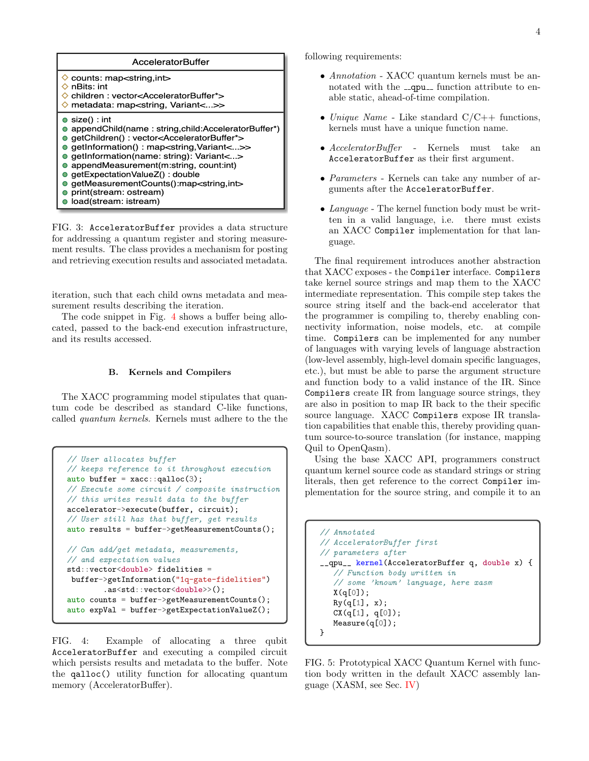```
AcceleratorBuffer
---------------------------------------------------------
◇ counts: map<string,int>
◇ nBits: int
◇ children : vector<AcceleratorBuffer*>
◇ metadata: map<string, Variant<...>>
---------------------------------------------------------
● size() : int
● appendChild(name : string,child:AcceleratorBuffer*)
● getChildren() : vector<AcceleratorBuffer*>
● getInformation() : map<string,Variant<...>>
● getInformation(name: string): Variant<...>
● appendMeasurement(m:string, count:int)
● getExpectationValueZ() : double
● getMeasurementCounts():map<string,int>
● print(stream: ostream)
● load(stream: istream)
```

FIG. 3: `AcceleratorBuffer` provides a data structure for addressing a quantum register and storing measurement results. The class provides a mechanism for posting and retrieving execution results and associated metadata.

iteration, such that each child owns metadata and measurement results describing the iteration.

The code snippet in Fig. 4 shows a buffer being allocated, passed to the back-end execution infrastructure, and its results accessed.

### B. Kernels and Compilers

The XACC programming model stipulates that quantum code be described as standard C-like functions, called *quantum kernels*. Kernels must adhere to the the following requirements:

- *Annotation* - XACC quantum kernels must be annotated with the `__qpu__` function attribute to enable static, ahead-of-time compilation.
- *Unique Name* - Like standard C/C++ functions, kernels must have a unique function name.
- *AcceleratorBuffer* - Kernels must take an `AcceleratorBuffer` as their first argument.
- *Parameters* - Kernels can take any number of arguments after the `AcceleratorBuffer`.
- *Language* - The kernel function body must be written in a valid language, i.e. there must exists an XACC `Compiler` implementation for that language.

```
// User allocates buffer
// keeps reference to it throughout execution
auto buffer = xacc::qalloc(3);
// Execute some circuit / composite instruction
// this writes result data to the buffer
accelerator->execute(buffer, circuit);
// User still has that buffer, get results
auto results = buffer->getMeasurementCounts();

// Can add/get metadata, measurements,
// and expectation values
std::vector<double> fidelities =
 buffer->getInformation("1q-gate-fidelities")
        .as<std::vector<double>>();
auto counts = buffer->getMeasurementCounts();
auto expVal = buffer->getExpectationValueZ();
```

FIG. 4: Example of allocating a three qubit `AcceleratorBuffer` and executing a compiled circuit which persists results and metadata to the buffer. Note the `qalloc()` utility function for allocating quantum memory (AcceleratorBuffer).

The final requirement introduces another abstraction that XACC exposes - the `Compiler` interface. `Compilers` take kernel source strings and map them to the XACC intermediate representation. This compile step takes the source string itself and the back-end accelerator that the programmer is compiling to, thereby enabling connectivity information, noise models, etc. at compile time. `Compilers` can be implemented for any number of languages with varying levels of language abstraction (low-level assembly, high-level domain specific languages, etc.), but must be able to parse the argument structure and function body to a valid instance of the IR. Since `Compilers` create IR from language source strings, they are also in position to map IR back to the their specific source language. XACC `Compilers` expose IR translation capabilities that enable this, thereby providing quantum source-to-source translation (for instance, mapping Quil to OpenQasm).

Using the base XACC API, programmers construct quantum kernel source code as standard strings or string literals, then get reference to the correct `Compiler` implementation for the source string, and compile it to an

```
// Annotated
// AcceleratorBuffer first
// parameters after
__qpu__ kernel(AcceleratorBuffer q, double x) {
   // Function body written in
   // some 'known' language, here xasm
   X(q[0]);
   Ry(q[1], x);
   CX(q[1], q[0]);
   Measure(q[0]);
}
```

FIG. 5: Prototypical XACC Quantum Kernel with function body written in the default XACC assembly language (XASM, see Sec. IV)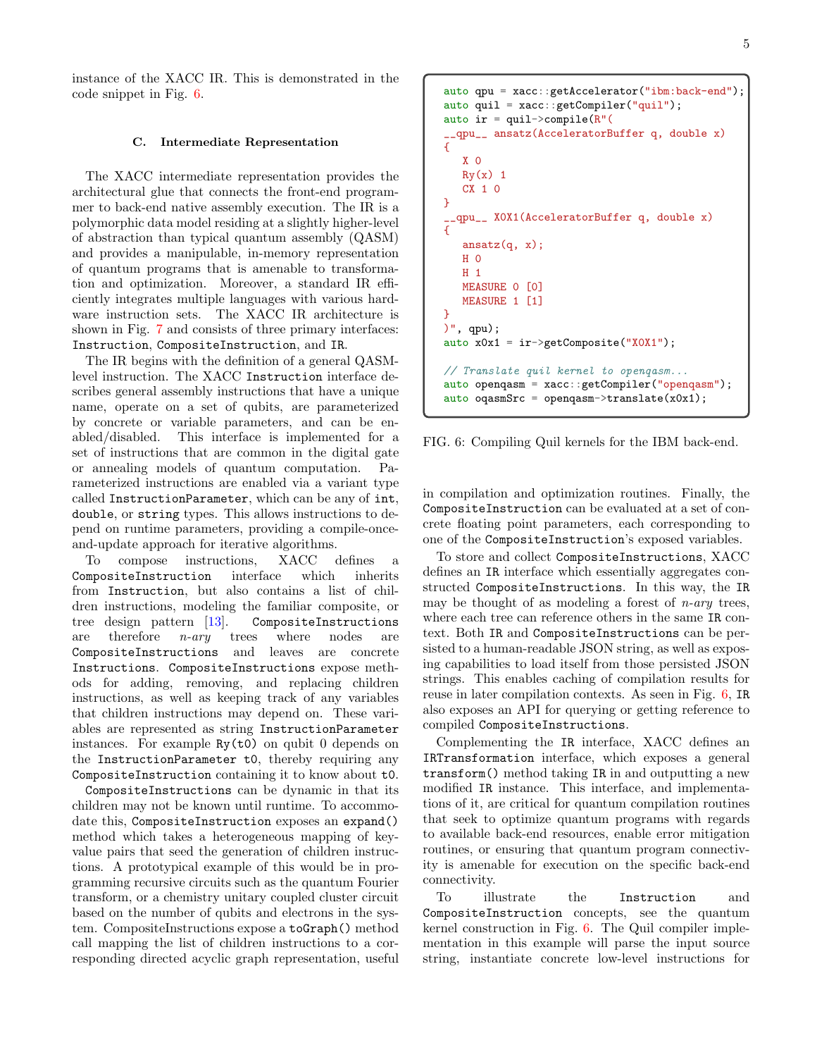instance of the XACC IR. This is demonstrated in the code snippet in Fig. 6.

### C. Intermediate Representation

The XACC intermediate representation provides the architectural glue that connects the front-end programmer to back-end native assembly execution. The IR is a polymorphic data model residing at a slightly higher-level of abstraction than typical quantum assembly (QASM) and provides a manipulable, in-memory representation of quantum programs that is amenable to transformation and optimization. Moreover, a standard IR efficiently integrates multiple languages with various hardware instruction sets. The XACC IR architecture is shown in Fig. 7 and consists of three primary interfaces: `Instruction`, `CompositeInstruction`, and `IR`.

The IR begins with the definition of a general QASM-level instruction. The XACC `Instruction` interface describes general assembly instructions that have a unique name, operate on a set of qubits, are parameterized by concrete or variable parameters, and can be enabled/disabled. This interface is implemented for a set of instructions that are common in the digital gate or annealing models of quantum computation. Parameterized instructions are enabled via a variant type called `InstructionParameter`, which can be any of `int`, `double`, or `string` types. This allows instructions to depend on runtime parameters, providing a compile-once-and-update approach for iterative algorithms.

To compose instructions, XACC defines a `CompositeInstruction` interface which inherits from `Instruction`, but also contains a list of children instructions, modeling the familiar composite, or tree design pattern [13]. `CompositeInstructions` are therefore *n-ary* trees where nodes are `CompositeInstructions` and leaves are concrete `Instructions`. `CompositeInstructions` expose methods for adding, removing, and replacing children instructions, as well as keeping track of any variables that children instructions may depend on. These variables are represented as string `InstructionParameter` instances. For example `Ry(t0)` on qubit 0 depends on the `InstructionParameter` `t0`, thereby requiring any `CompositeInstruction` containing it to know about `t0`.

`CompositeInstructions` can be dynamic in that its children may not be known until runtime. To accommodate this, `CompositeInstruction` exposes an `expand()` method which takes a heterogeneous mapping of key-value pairs that seed the generation of children instructions. A prototypical example of this would be in programming recursive circuits such as the quantum Fourier transform, or a chemistry unitary coupled cluster circuit based on the number of qubits and electrons in the system. CompositeInstructions expose a `toGraph()` method call mapping the list of children instructions to a corresponding directed acyclic graph representation, useful in compilation and optimization routines. Finally, the `CompositeInstruction` can be evaluated at a set of concrete floating point parameters, each corresponding to one of the `CompositeInstruction`'s exposed variables.

```
auto qpu = xacc::getAccelerator("ibm:back-end");
auto quil = xacc::getCompiler("quil");
auto ir = quil->compile(R"(
__qpu__ ansatz(AcceleratorBuffer q, double x)
{
   X 0
   Ry(x) 1
   CX 1 0
}
__qpu__ X0X1(AcceleratorBuffer q, double x)
{
   ansatz(q, x);
   H 0
   H 1
   MEASURE 0 [0]
   MEASURE 1 [1]
}
)", qpu);
auto x0x1 = ir->getComposite("X0X1");

// Translate quil kernel to openqasm...
auto openqasm = xacc::getCompiler("openqasm");
auto oqasmSrc = openqasm->translate(x0x1);
```

FIG. 6: Compiling Quil kernels for the IBM back-end.

To store and collect `CompositeInstructions`, XACC defines an `IR` interface which essentially aggregates constructed `CompositeInstructions`. In this way, the `IR` may be thought of as modeling a forest of *n-ary* trees, where each tree can reference others in the same `IR` context. Both `IR` and `CompositeInstructions` can be persisted to a human-readable JSON string, as well as exposing capabilities to load itself from those persisted JSON strings. This enables caching of compilation results for reuse in later compilation contexts. As seen in Fig. 6, `IR` also exposes an API for querying or getting reference to compiled `CompositeInstructions`.

Complementing the `IR` interface, XACC defines an `IRTransformation` interface, which exposes a general `transform()` method taking `IR` in and outputting a new modified `IR` instance. This interface, and implementations of it, are critical for quantum compilation routines that seek to optimize quantum programs with regards to available back-end resources, enable error mitigation routines, or ensuring that quantum program connectivity is amenable for execution on the specific back-end connectivity.

To illustrate the `Instruction` and `CompositeInstruction` concepts, see the quantum kernel construction in Fig. 6. The Quil compiler implementation in this example will parse the input source string, instantiate concrete low-level instructions for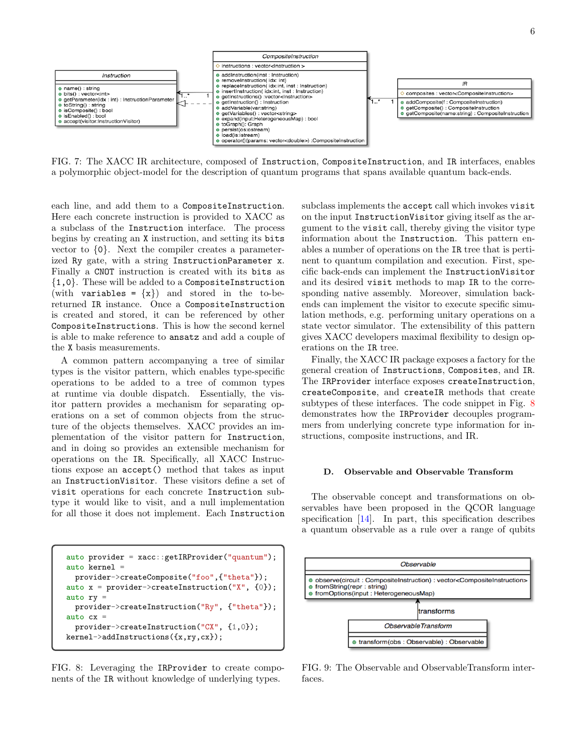FIG. 7: The XACC IR architecture, composed of `Instruction`, `CompositeInstruction`, and `IR` interfaces, enables a polymorphic object-model for the description of quantum programs that spans available quantum back-ends.

each line, and add them to a `CompositeInstruction`. Here each concrete instruction is provided to XACC as a subclass of the `Instruction` interface. The process begins by creating an `X` instruction, and setting its `bits` vector to {0}. Next the compiler creates a parameterized `Ry` gate, with a string `InstructionParameter x`. Finally a `CNOT` instruction is created with its `bits` as {1,0}. These will be added to a `CompositeInstruction` (with `variables = {x}`) and stored in the to-be-returned `IR` instance. Once a `CompositeInstruction` is created and stored, it can be referenced by other `CompositeInstructions`. This is how the second kernel is able to make reference to `ansatz` and add a couple of the `X` basis measurements.

A common pattern accompanying a tree of similar types is the visitor pattern, which enables type-specific operations to be added to a tree of common types at runtime via double dispatch. Essentially, the visitor pattern provides a mechanism for separating operations on a set of common objects from the structure of the objects themselves. XACC provides an implementation of the visitor pattern for `Instruction`, and in doing so provides an extensible mechanism for operations on the `IR`. Specifically, all XACC Instructions expose an `accept()` method that takes as input an `InstructionVisitor`. These visitors define a set of `visit` operations for each concrete `Instruction` subtype it would like to visit, and a null implementation for all those it does not implement. Each `Instruction` subclass implements the `accept` call which invokes `visit` on the input `InstructionVisitor` giving itself as the argument to the `visit` call, thereby giving the visitor type information about the `Instruction`. This pattern enables a number of operations on the `IR` tree that is pertinent to quantum compilation and execution. First, specific back-ends can implement the `InstructionVisitor` and its desired `visit` methods to map `IR` to the corresponding native assembly. Moreover, simulation back-ends can implement the visitor to execute specific simulation methods, e.g. performing unitary operations on a state vector simulator. The extensibility of this pattern gives XACC developers maximal flexibility to design operations on the `IR` tree.

Finally, the XACC IR package exposes a factory for the general creation of `Instructions`, `Composites`, and `IR`. The `IRProvider` interface exposes `createInstruction`, `createComposite`, and `createIR` methods that create subtypes of these interfaces. The code snippet in Fig. 8 demonstrates how the `IRProvider` decouples programmers from underlying concrete type information for instructions, composite instructions, and IR.

```
auto provider = xacc::getIRProvider("quantum");
auto kernel =
   provider->createComposite("foo",{"theta"});
auto x = provider->createInstruction("X", {0});
auto ry =
   provider->createInstruction("Ry", {"theta"});
auto cx =
   provider->createInstruction("CX", {1,0});
kernel->addInstructions({x,ry,cx});
```

FIG. 8: Leveraging the `IRProvider` to create components of the `IR` without knowledge of underlying types.

### D. Observable and Observable Transform

The observable concept and transformations on observables have been proposed in the QCOR language specification [14]. In part, this specification describes a quantum observable as a rule over a range of qubits

FIG. 9: The Observable and ObservableTransform interfaces.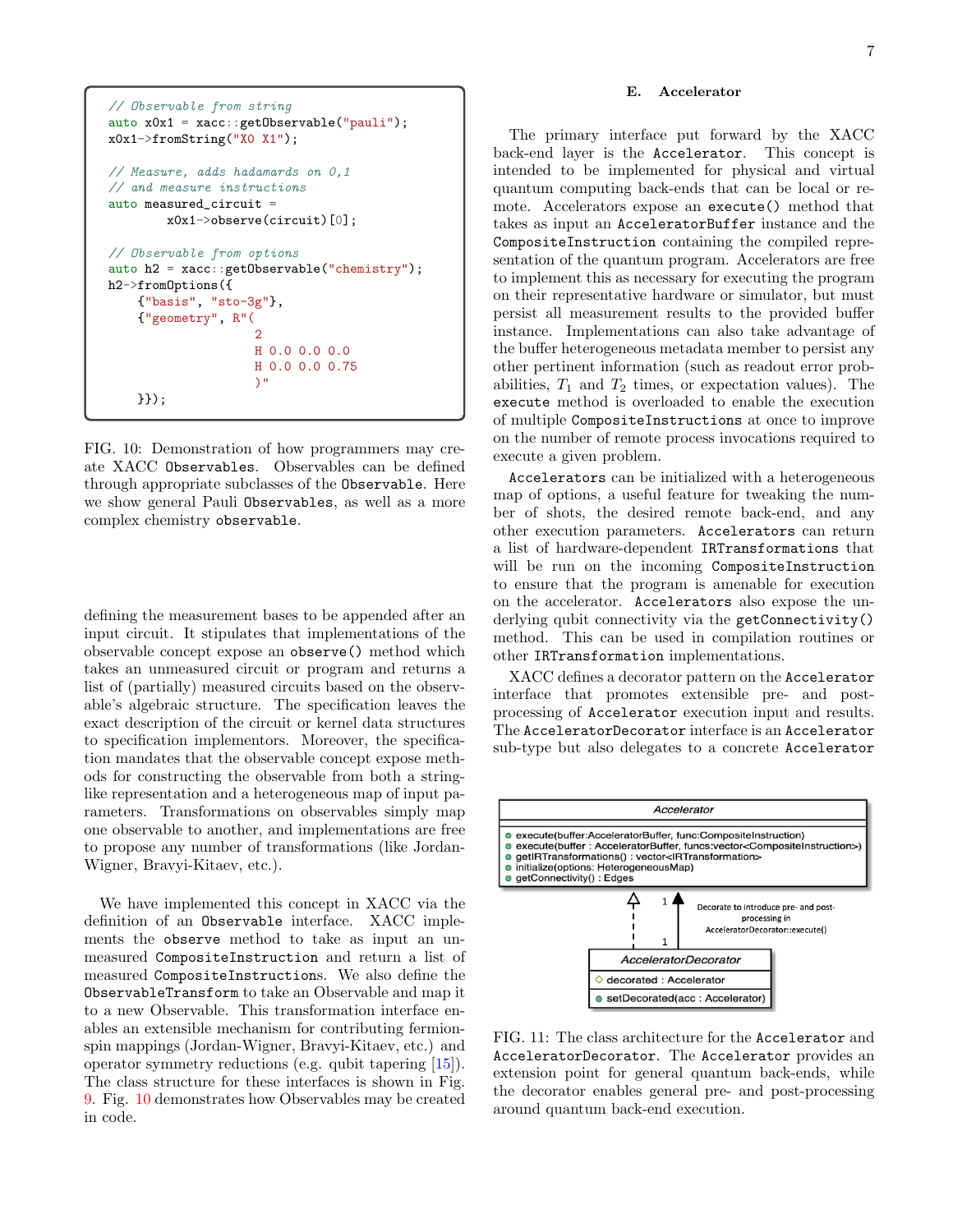```cpp
// Observable from string
auto x0x1 = xacc::getObservable("pauli");
x0x1->fromString("X0 X1");

// Measure, adds hadamards on 0,1
// and measure instructions
auto measured_circuit =
        x0x1->observe(circuit)[0];

// Observable from options
auto h2 = xacc::getObservable("chemistry");
h2->fromOptions({
    {"basis", "sto-3g"},
    {"geometry", R"(
                    2
                    H 0.0 0.0 0.0
                    H 0.0 0.0 0.75
                    )"
    }});
```

FIG. 10: Demonstration of how programmers may create XACC Observables. Observables can be defined through appropriate subclasses of the Observable. Here we show general Pauli Observables, as well as a more complex chemistry observable.

defining the measurement bases to be appended after an input circuit. It stipulates that implementations of the observable concept expose an observe() method which takes an unmeasured circuit or program and returns a list of (partially) measured circuits based on the observable's algebraic structure. The specification leaves the exact description of the circuit or kernel data structures to specification implementors. Moreover, the specification mandates that the observable concept expose methods for constructing the observable from both a string-like representation and a heterogeneous map of input parameters. Transformations on observables simply map one observable to another, and implementations are free to propose any number of transformations (like Jordan-Wigner, Bravyi-Kitaev, etc.).

We have implemented this concept in XACC via the definition of an Observable interface. XACC implements the observe method to take as input an unmeasured CompositeInstruction and return a list of measured CompositeInstructions. We also define the ObservableTransform to take an Observable and map it to a new Observable. This transformation interface enables an extensible mechanism for contributing fermion-spin mappings (Jordan-Wigner, Bravyi-Kitaev, etc.) and operator symmetry reductions (e.g. qubit tapering [15]). The class structure for these interfaces is shown in Fig. 9. Fig. 10 demonstrates how Observables may be created in code.

### E. Accelerator

The primary interface put forward by the XACC back-end layer is the Accelerator. This concept is intended to be implemented for physical and virtual quantum computing back-ends that can be local or remote. Accelerators expose an execute() method that takes as input an AcceleratorBuffer instance and the CompositeInstruction containing the compiled representation of the quantum program. Accelerators are free to implement this as necessary for executing the program on their representative hardware or simulator, but must persist all measurement results to the provided buffer instance. Implementations can also take advantage of the buffer heterogeneous metadata member to persist any other pertinent information (such as readout error probabilities, $T_1$ and $T_2$ times, or expectation values). The execute method is overloaded to enable the execution of multiple CompositeInstructions at once to improve on the number of remote process invocations required to execute a given problem.

Accelerators can be initialized with a heterogeneous map of options, a useful feature for tweaking the number of shots, the desired remote back-end, and any other execution parameters. Accelerators can return a list of hardware-dependent IRTransformations that will be run on the incoming CompositeInstruction to ensure that the program is amenable for execution on the accelerator. Accelerators also expose the underlying qubit connectivity via the getConnectivity() method. This can be used in compilation routines or other IRTransformation implementations.

XACC defines a decorator pattern on the Accelerator interface that promotes extensible pre- and post-processing of Accelerator execution input and results. The AcceleratorDecorator interface is an Accelerator sub-type but also delegates to a concrete Accelerator

```
Accelerator
-----------------------------------------------------------------
● execute(buffer:AcceleratorBuffer, func:CompositeInstruction)
● execute(buffer : AcceleratorBuffer, funcs:vector<CompositeInstruction>)
● getIRTransformations() : vector<IRTransformation>
● initialize(options: HeterogeneousMap)
● getConnectivity() : Edges

        ^ (inherits)   1 ^ (delegates)   Decorate to introduce pre- and post-
        :                |               processing in
        :              1 |               AcceleratorDecorator::execute()

AcceleratorDecorator
-----------------------------------------------------------------
◇ decorated : Accelerator
-----------------------------------------------------------------
● setDecorated(acc : Accelerator)
```

FIG. 11: The class architecture for the Accelerator and AcceleratorDecorator. The Accelerator provides an extension point for general quantum back-ends, while the decorator enables general pre- and post-processing around quantum back-end execution.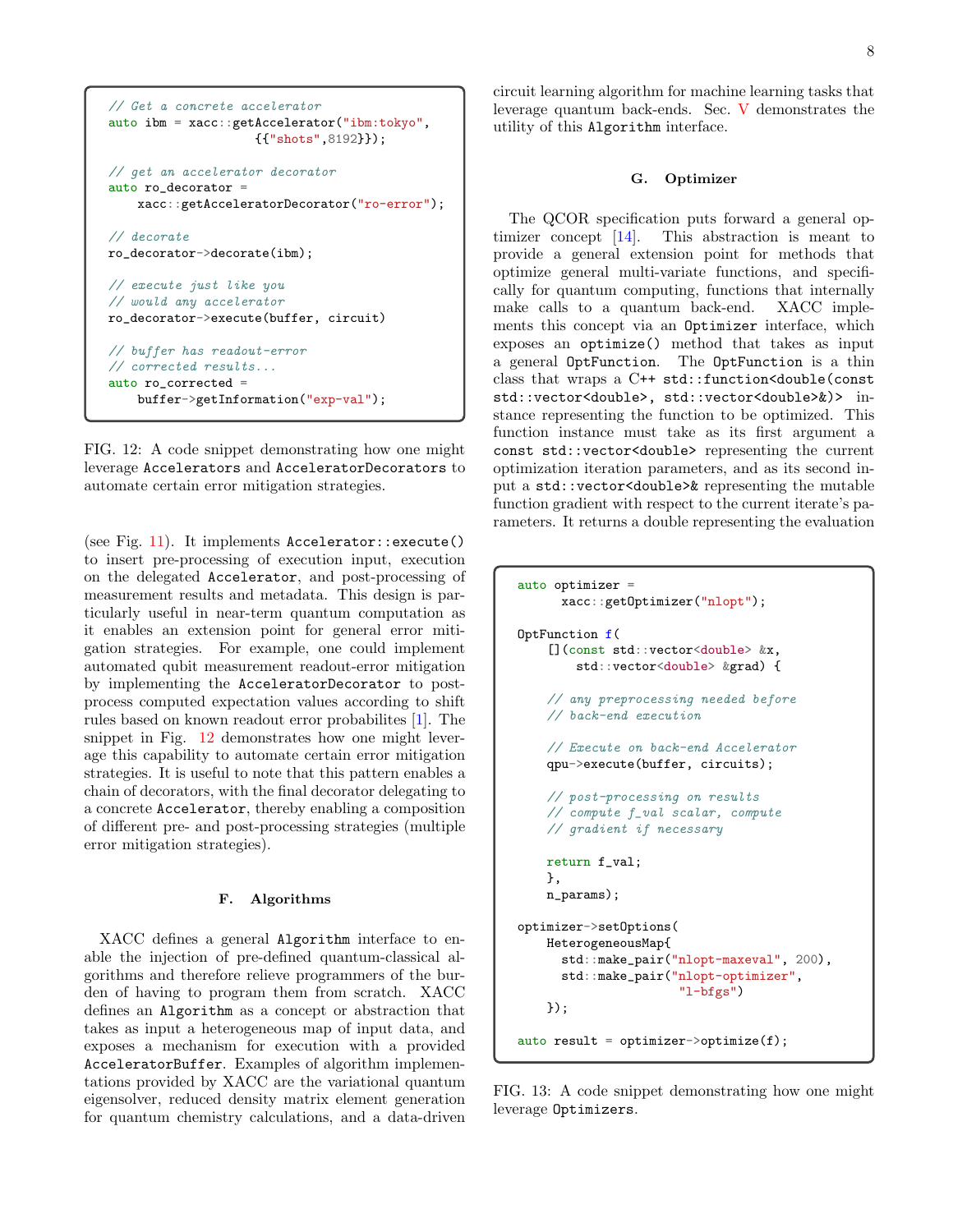```cpp
// Get a concrete accelerator
auto ibm = xacc::getAccelerator("ibm:tokyo",
                    {{"shots",8192}});

// get an accelerator decorator
auto ro_decorator =
    xacc::getAcceleratorDecorator("ro-error");

// decorate
ro_decorator->decorate(ibm);

// execute just like you
// would any accelerator
ro_decorator->execute(buffer, circuit)

// buffer has readout-error
// corrected results...
auto ro_corrected =
    buffer->getInformation("exp-val");
```

FIG. 12: A code snippet demonstrating how one might leverage `Accelerators` and `AcceleratorDecorators` to automate certain error mitigation strategies.

(see Fig. 11). It implements `Accelerator::execute()` to insert pre-processing of execution input, execution on the delegated `Accelerator`, and post-processing of measurement results and metadata. This design is particularly useful in near-term quantum computation as it enables an extension point for general error mitigation strategies. For example, one could implement automated qubit measurement readout-error mitigation by implementing the `AcceleratorDecorator` to post-process computed expectation values according to shift rules based on known readout error probabilites [1]. The snippet in Fig. 12 demonstrates how one might leverage this capability to automate certain error mitigation strategies. It is useful to note that this pattern enables a chain of decorators, with the final decorator delegating to a concrete `Accelerator`, thereby enabling a composition of different pre- and post-processing strategies (multiple error mitigation strategies).

### F. Algorithms

XACC defines a general `Algorithm` interface to enable the injection of pre-defined quantum-classical algorithms and therefore relieve programmers of the burden of having to program them from scratch. XACC defines an `Algorithm` as a concept or abstraction that takes as input a heterogeneous map of input data, and exposes a mechanism for execution with a provided `AcceleratorBuffer`. Examples of algorithm implementations provided by XACC are the variational quantum eigensolver, reduced density matrix element generation for quantum chemistry calculations, and a data-driven circuit learning algorithm for machine learning tasks that leverage quantum back-ends. Sec. V demonstrates the utility of this `Algorithm` interface.

### G. Optimizer

The QCOR specification puts forward a general optimizer concept [14]. This abstraction is meant to provide a general extension point for methods that optimize general multi-variate functions, and specifically for quantum computing, functions that internally make calls to a quantum back-end. XACC implements this concept via an `Optimizer` interface, which exposes an `optimize()` method that takes as input a general `OptFunction`. The `OptFunction` is a thin class that wraps a C++ `std::function<double(const std::vector<double>, std::vector<double>&)>` instance representing the function to be optimized. This function instance must take as its first argument a `const std::vector<double>` representing the current optimization iteration parameters, and as its second input a `std::vector<double>&` representing the mutable function gradient with respect to the current iterate's parameters. It returns a double representing the evaluation

```cpp
auto optimizer =
      xacc::getOptimizer("nlopt");

OptFunction f(
    [](const std::vector<double> &x,
        std::vector<double> &grad) {

    // any preprocessing needed before
    // back-end execution

    // Execute on back-end Accelerator
    qpu->execute(buffer, circuits);

    // post-processing on results
    // compute f_val scalar, compute
    // gradient if necessary

    return f_val;
    },
    n_params);

optimizer->setOptions(
    HeterogeneousMap{
      std::make_pair("nlopt-maxeval", 200),
      std::make_pair("nlopt-optimizer",
                    "l-bfgs")
    });

auto result = optimizer->optimize(f);
```

FIG. 13: A code snippet demonstrating how one might leverage `Optimizers`.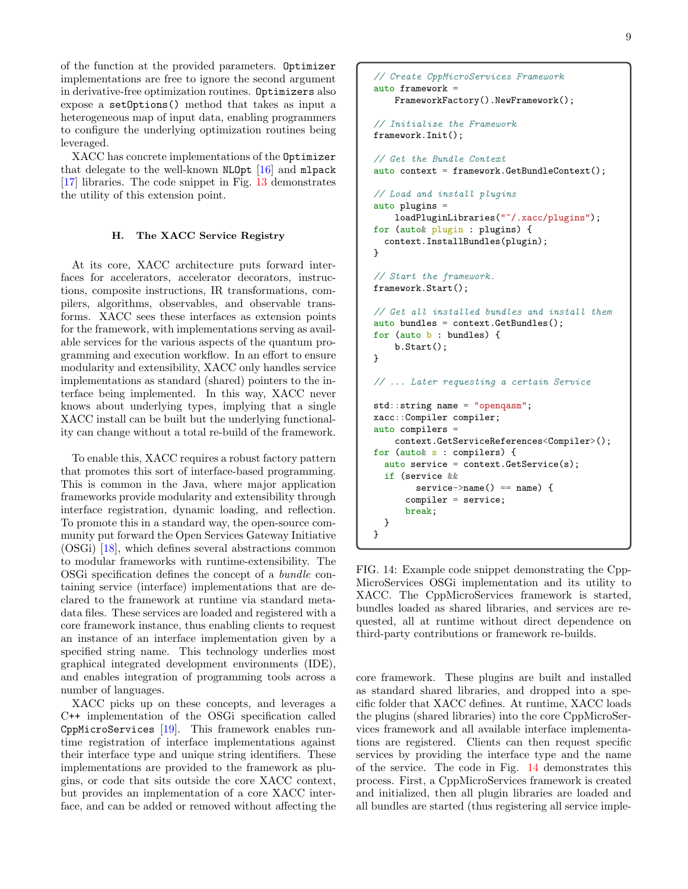of the function at the provided parameters. `Optimizer` implementations are free to ignore the second argument in derivative-free optimization routines. `Optimizers` also expose a `setOptions()` method that takes as input a heterogeneous map of input data, enabling programmers to configure the underlying optimization routines being leveraged.

XACC has concrete implementations of the `Optimizer` that delegate to the well-known `NLOpt` [16] and `mlpack` [17] libraries. The code snippet in Fig. 13 demonstrates the utility of this extension point.

### H. The XACC Service Registry

At its core, XACC architecture puts forward interfaces for accelerators, accelerator decorators, instructions, composite instructions, IR transformations, compilers, algorithms, observables, and observable transforms. XACC sees these interfaces as extension points for the framework, with implementations serving as available services for the various aspects of the quantum programming and execution workflow. In an effort to ensure modularity and extensibility, XACC only handles service implementations as standard (shared) pointers to the interface being implemented. In this way, XACC never knows about underlying types, implying that a single XACC install can be built but the underlying functionality can change without a total re-build of the framework.

To enable this, XACC requires a robust factory pattern that promotes this sort of interface-based programming. This is common in the Java, where major application frameworks provide modularity and extensibility through interface registration, dynamic loading, and reflection. To promote this in a standard way, the open-source community put forward the Open Services Gateway Initiative (OSGi) [18], which defines several abstractions common to modular frameworks with runtime-extensibility. The OSGi specification defines the concept of a *bundle* containing service (interface) implementations that are declared to the framework at runtime via standard metadata files. These services are loaded and registered with a core framework instance, thus enabling clients to request an instance of an interface implementation given by a specified string name. This technology underlies most graphical integrated development environments (IDE), and enables integration of programming tools across a number of languages.

XACC picks up on these concepts, and leverages a C++ implementation of the OSGi specification called `CppMicroServices` [19]. This framework enables runtime registration of interface implementations against their interface type and unique string identifiers. These implementations are provided to the framework as plugins, or code that sits outside the core XACC context, but provides an implementation of a core XACC interface, and can be added or removed without affecting the core framework. These plugins are built and installed as standard shared libraries, and dropped into a specific folder that XACC defines. At runtime, XACC loads the plugins (shared libraries) into the core CppMicroServices framework and all available interface implementations are registered. Clients can then request specific services by providing the interface type and the name of the service. The code in Fig. 14 demonstrates this process. First, a CppMicroServices framework is created and initialized, then all plugin libraries are loaded and all bundles are started (thus registering all service imple-

```cpp
// Create CppMicroServices Framework
auto framework =
    FrameworkFactory().NewFramework();

// Initialize the Framework
framework.Init();

// Get the Bundle Context
auto context = framework.GetBundleContext();

// Load and install plugins
auto plugins =
    loadPluginLibraries("~/.xacc/plugins");
for (auto& plugin : plugins) {
  context.InstallBundles(plugin);
}

// Start the framework.
framework.Start();

// Get all installed bundles and install them
auto bundles = context.GetBundles();
for (auto b : bundles) {
    b.Start();
}

// ... Later requesting a certain Service

std::string name = "openqasm";
xacc::Compiler compiler;
auto compilers =
    context.GetServiceReferences<Compiler>();
for (auto& s : compilers) {
  auto service = context.GetService(s);
  if (service &&
        service->name() == name) {
      compiler = service;
      break;
  }
}
```

FIG. 14: Example code snippet demonstrating the CppMicroServices OSGi implementation and its utility to XACC. The CppMicroServices framework is started, bundles loaded as shared libraries, and services are requested, all at runtime without direct dependence on third-party contributions or framework re-builds.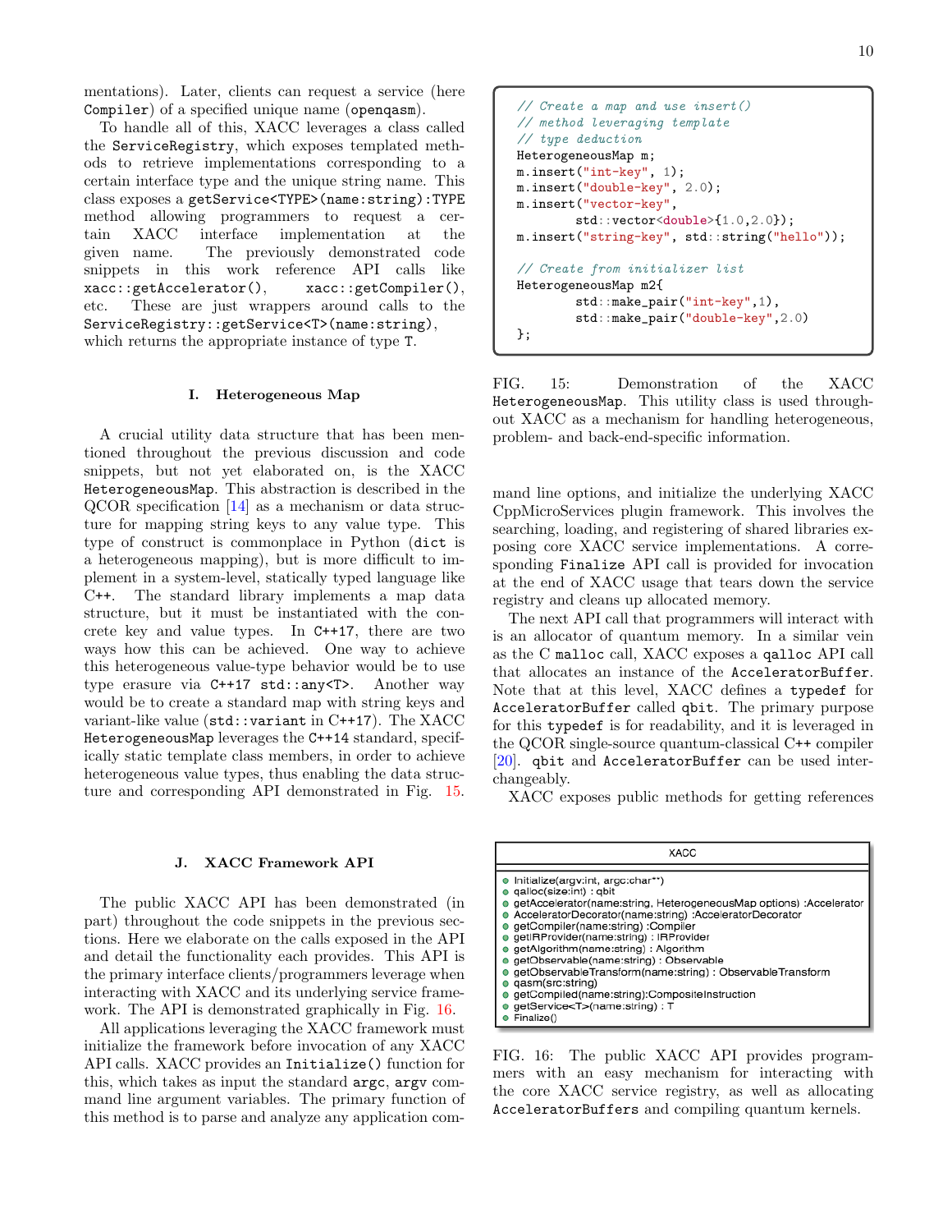mentations). Later, clients can request a service (here `Compiler`) of a specified unique name (`openqasm`).

To handle all of this, XACC leverages a class called the `ServiceRegistry`, which exposes templated methods to retrieve implementations corresponding to a certain interface type and the unique string name. This class exposes a `getService<TYPE>(name:string):TYPE` method allowing programmers to request a certain XACC interface implementation at the given name. The previously demonstrated code snippets in this work reference API calls like `xacc::getAccelerator()`, `xacc::getCompiler()`, etc. These are just wrappers around calls to the `ServiceRegistry::getService<T>(name:string)`, which returns the appropriate instance of type `T`.

### I. Heterogeneous Map

A crucial utility data structure that has been mentioned throughout the previous discussion and code snippets, but not yet elaborated on, is the XACC `HeterogeneousMap`. This abstraction is described in the QCOR specification [14] as a mechanism or data structure for mapping string keys to any value type. This type of construct is commonplace in Python (`dict` is a heterogeneous mapping), but is more difficult to implement in a system-level, statically typed language like C++. The standard library implements a map data structure, but it must be instantiated with the concrete key and value types. In C++17, there are two ways how this can be achieved. One way to achieve this heterogeneous value-type behavior would be to use type erasure via `C++17 std::any<T>`. Another way would be to create a standard map with string keys and variant-like value (`std::variant` in C++17). The XACC `HeterogeneousMap` leverages the C++14 standard, specifically static template class members, in order to achieve heterogeneous value types, thus enabling the data structure and corresponding API demonstrated in Fig. 15.

```
// Create a map and use insert()
// method leveraging template
// type deduction
HeterogeneousMap m;
m.insert("int-key", 1);
m.insert("double-key", 2.0);
m.insert("vector-key",
        std::vector<double>{1.0,2.0});
m.insert("string-key", std::string("hello"));

// Create from initializer list
HeterogeneousMap m2{
        std::make_pair("int-key",1),
        std::make_pair("double-key",2.0)
};
```

FIG. 15: Demonstration of the XACC `HeterogeneousMap`. This utility class is used throughout XACC as a mechanism for handling heterogeneous, problem- and back-end-specific information.

### J. XACC Framework API

The public XACC API has been demonstrated (in part) throughout the code snippets in the previous sections. Here we elaborate on the calls exposed in the API and detail the functionality each provides. This API is the primary interface clients/programmers leverage when interacting with XACC and its underlying service framework. The API is demonstrated graphically in Fig. 16.

All applications leveraging the XACC framework must initialize the framework before invocation of any XACC API calls. XACC provides an `Initialize()` function for this, which takes as input the standard `argc`, `argv` command line argument variables. The primary function of this method is to parse and analyze any application command line options, and initialize the underlying XACC CppMicroServices plugin framework. This involves the searching, loading, and registering of shared libraries exposing core XACC service implementations. A corresponding `Finalize` API call is provided for invocation at the end of XACC usage that tears down the service registry and cleans up allocated memory.

The next API call that programmers will interact with is an allocator of quantum memory. In a similar vein as the C `malloc` call, XACC exposes a `qalloc` API call that allocates an instance of the `AcceleratorBuffer`. Note that at this level, XACC defines a `typedef` for `AcceleratorBuffer` called `qbit`. The primary purpose for this `typedef` is for readability, and it is leveraged in the QCOR single-source quantum-classical C++ compiler [20]. `qbit` and `AcceleratorBuffer` can be used interchangeably.

XACC exposes public methods for getting references

| XACC |
| --- |
| Initialize(argv:int, argc:char**) |
| qalloc(size:int) : qbit |
| getAccelerator(name:string, HeterogeneousMap options) :Accelerator |
| AcceleratorDecorator(name:string) :AcceleratorDecorator |
| getCompiler(name:string) :Compiler |
| getIRProvider(name:string) : IRProvider |
| getAlgorithm(name:string) : Algorithm |
| getObservable(name:string) : Observable |
| getObservableTransform(name:string) : ObservableTransform |
| qasm(src:string) |
| getCompiled(name:string):CompositeInstruction |
| getService<T>(name:string) : T |
| Finalize() |

FIG. 16: The public XACC API provides programmers with an easy mechanism for interacting with the core XACC service registry, as well as allocating `AcceleratorBuffers` and compiling quantum kernels.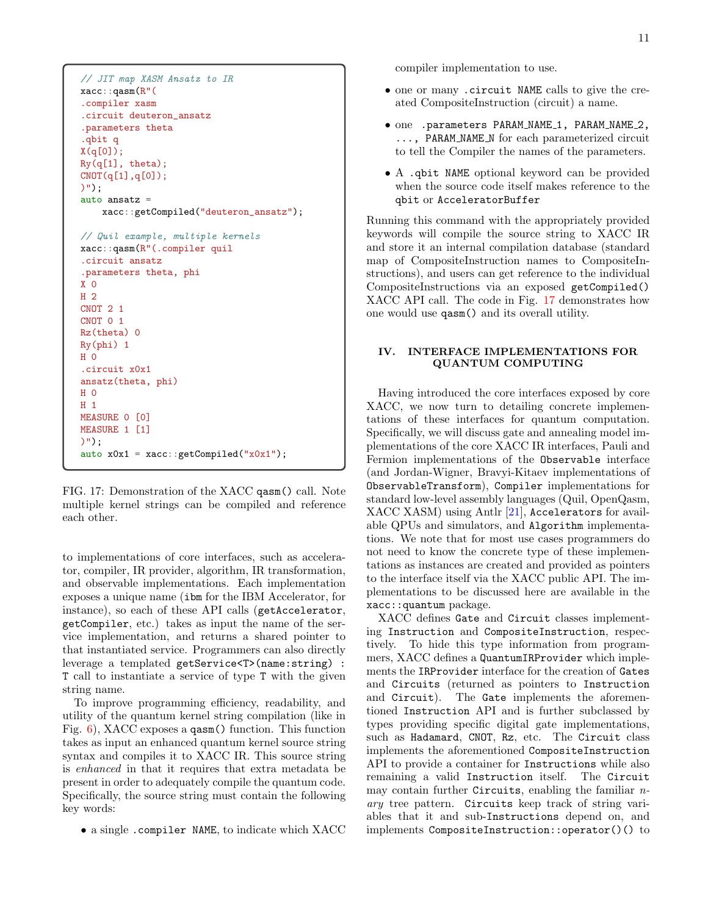```
// JIT map XASM Ansatz to IR
xacc::qasm(R"(
.compiler xasm
.circuit deuteron_ansatz
.parameters theta
.qbit q
X(q[0]);
Ry(q[1], theta);
CNOT(q[1],q[0]);
)");
auto ansatz =
    xacc::getCompiled("deuteron_ansatz");

// Quil example, multiple kernels
xacc::qasm(R"(.compiler quil
.circuit ansatz
.parameters theta, phi
X 0
H 2
CNOT 2 1
CNOT 0 1
Rz(theta) 0
Ry(phi) 1
H 0
.circuit x0x1
ansatz(theta, phi)
H 0
H 1
MEASURE 0 [0]
MEASURE 1 [1]
)");
auto x0x1 = xacc::getCompiled("x0x1");
```

FIG. 17: Demonstration of the XACC `qasm()` call. Note multiple kernel strings can be compiled and reference each other.

to implementations of core interfaces, such as accelerator, compiler, IR provider, algorithm, IR transformation, and observable implementations. Each implementation exposes a unique name (`ibm` for the IBM Accelerator, for instance), so each of these API calls (`getAccelerator`, `getCompiler`, etc.) takes as input the name of the service implementation, and returns a shared pointer to that instantiated service. Programmers can also directly leverage a templated `getService<T>(name:string) : T` call to instantiate a service of type `T` with the given string name.

To improve programming efficiency, readability, and utility of the quantum kernel string compilation (like in Fig. 6), XACC exposes a `qasm()` function. This function takes as input an enhanced quantum kernel source string syntax and compiles it to XACC IR. This source string is *enhanced* in that it requires that extra metadata be present in order to adequately compile the quantum code. Specifically, the source string must contain the following key words:

- a single `.compiler NAME`, to indicate which XACC compiler implementation to use.
- one or many `.circuit NAME` calls to give the created CompositeInstruction (circuit) a name.
- one `.parameters PARAM_NAME_1, PARAM_NAME_2, ..., PARAM_NAME_N` for each parameterized circuit to tell the Compiler the names of the parameters.
- A `.qbit NAME` optional keyword can be provided when the source code itself makes reference to the `qbit` or `AcceleratorBuffer`

Running this command with the appropriately provided keywords will compile the source string to XACC IR and store it an internal compilation database (standard map of CompositeInstruction names to CompositeInstructions), and users can get reference to the individual CompositeInstructions via an exposed `getCompiled()` XACC API call. The code in Fig. 17 demonstrates how one would use `qasm()` and its overall utility.

## IV. INTERFACE IMPLEMENTATIONS FOR QUANTUM COMPUTING

Having introduced the core interfaces exposed by core XACC, we now turn to detailing concrete implementations of these interfaces for quantum computation. Specifically, we will discuss gate and annealing model implementations of the core XACC IR interfaces, Pauli and Fermion implementations of the `Observable` interface (and Jordan-Wigner, Bravyi-Kitaev implementations of `ObservableTransform`), `Compiler` implementations for standard low-level assembly languages (Quil, OpenQasm, XACC XASM) using Antlr [21], `Accelerators` for available QPUs and simulators, and `Algorithm` implementations. We note that for most use cases programmers do not need to know the concrete type of these implementations as instances are created and provided as pointers to the interface itself via the XACC public API. The implementations to be discussed here are available in the `xacc::quantum` package.

XACC defines `Gate` and `Circuit` classes implementing `Instruction` and `CompositeInstruction`, respectively. To hide this type information from programmers, XACC defines a `QuantumIRProvider` which implements the `IRProvider` interface for the creation of `Gates` and `Circuits` (returned as pointers to `Instruction` and `Circuit`). The `Gate` implements the aforementioned `Instruction` API and is further subclassed by types providing specific digital gate implementations, such as `Hadamard`, `CNOT`, `Rz`, etc. The `Circuit` class implements the aforementioned `CompositeInstruction` API to provide a container for `Instructions` while also remaining a valid `Instruction` itself. The `Circuit` may contain further `Circuits`, enabling the familiar *n-ary* tree pattern. `Circuits` keep track of string variables that it and sub-`Instructions` depend on, and implements `CompositeInstruction::operator()()` to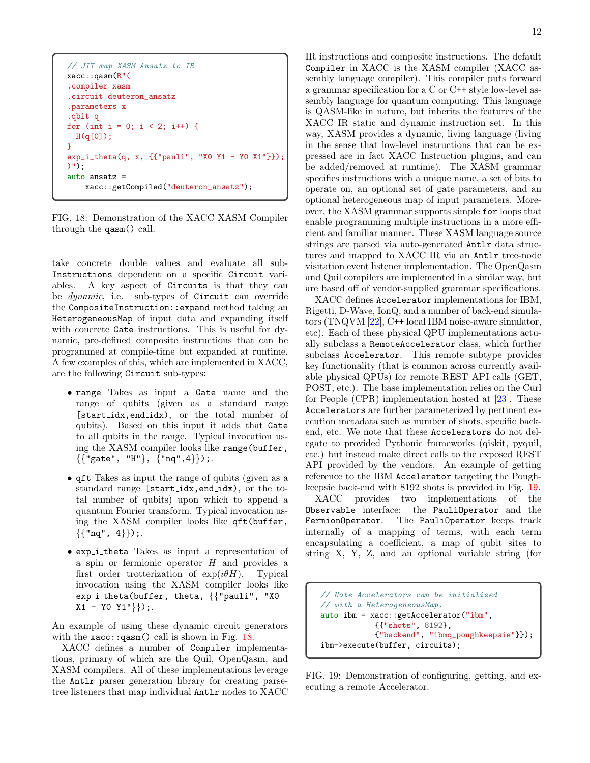```
// JIT map XASM Ansatz to IR
xacc::qasm(R"(
.compiler xasm
.circuit deuteron_ansatz
.parameters x
.qbit q
for (int i = 0; i < 2; i++) {
  H(q[0]);
}
exp_i_theta(q, x, {{"pauli", "X0 Y1 - Y0 X1"}});
)");
auto ansatz =
    xacc::getCompiled("deuteron_ansatz");
```

FIG. 18: Demonstration of the XACC XASM Compiler through the `qasm()` call.

take concrete double values and evaluate all sub-`Instructions` dependent on a specific `Circuit` variables. A key aspect of `Circuits` is that they can be *dynamic*, i.e. sub-types of `Circuit` can override the `CompositeInstruction::expand` method taking an `HeterogeneousMap` of input data and expanding itself with concrete `Gate` instructions. This is useful for dynamic, pre-defined composite instructions that can be programmed at compile-time but expanded at runtime. A few examples of this, which are implemented in XACC, are the following `Circuit` sub-types:

- `range` Takes as input a `Gate` name and the range of qubits (given as a standard range `[start_idx,end_idx)`, or the total number of qubits). Based on this input it adds that `Gate` to all qubits in the range. Typical invocation using the XASM compiler looks like `range(buffer, {{"gate", "H"}, {"nq",4}});`.
- `qft` Takes as input the range of qubits (given as a standard range `[start_idx,end_idx)`, or the total number of qubits) upon which to append a quantum Fourier transform. Typical invocation using the XASM compiler looks like `qft(buffer, {{"nq", 4}});`.
- `exp_i_theta` Takes as input a representation of a spin or fermionic operator $H$ and provides a first order trotterization of $\exp(i\theta H)$. Typical invocation using the XASM compiler looks like `exp_i_theta(buffer, theta, {{"pauli", "X0 X1 - Y0 Y1"}});`.

An example of using these dynamic circuit generators with the `xacc::qasm()` call is shown in Fig. 18.

XACC defines a number of `Compiler` implementations, primary of which are the Quil, OpenQasm, and XASM compilers. All of these implementations leverage the `Antlr` parser generation library for creating parse-tree listeners that map individual `Antlr` nodes to XACC IR instructions and composite instructions. The default `Compiler` in XACC is the XASM compiler (XACC assembly language compiler). This compiler puts forward a grammar specification for a C or C++ style low-level assembly language for quantum computing. This language is QASM-like in nature, but inherits the features of the XACC IR static and dynamic instruction set. In this way, XASM provides a dynamic, living language (living in the sense that low-level instructions that can be expressed are in fact XACC Instruction plugins, and can be added/removed at runtime). The XASM grammar specifies instructions with a unique name, a set of bits to operate on, an optional set of gate parameters, and an optional heterogeneous map of input parameters. Moreover, the XASM grammar supports simple `for` loops that enable programming multiple instructions in a more efficient and familiar manner. These XASM language source strings are parsed via auto-generated `Antlr` data structures and mapped to XACC IR via an `Antlr` tree-node visitation event listener implementation. The OpenQasm and Quil compilers are implemented in a similar way, but are based off of vendor-supplied grammar specifications.

XACC defines `Accelerator` implementations for IBM, Rigetti, D-Wave, IonQ, and a number of back-end simulators (TNQVM [22], C++ local IBM noise-aware simulator, etc). Each of these physical QPU implementations actually subclass a `RemoteAccelerator` class, which further subclass `Accelerator`. This remote subtype provides key functionality (that is common across currently available physical QPUs) for remote REST API calls (GET, POST, etc.). The base implementation relies on the Curl for People (CPR) implementation hosted at [23]. These `Accelerators` are further parameterized by pertinent execution metadata such as number of shots, specific backend, etc. We note that these `Accelerators` do not delegate to provided Pythonic frameworks (qiskit, pyquil, etc.) but instead make direct calls to the exposed REST API provided by the vendors. An example of getting reference to the IBM `Accelerator` targeting the Poughkeepsie back-end with 8192 shots is provided in Fig. 19.

XACC provides two implementations of the `Observable` interface: the `PauliOperator` and the `FermionOperator`. The `PauliOperator` keeps track internally of a mapping of terms, with each term encapsulating a coefficient, a map of qubit sites to string X, Y, Z, and an optional variable string (for

```
// Note Accelerators can be initialized
// with a HeterogeneousMap.
auto ibm = xacc::getAccelerator("ibm",
            {{"shots", 8192},
            {"backend", "ibmq_poughkeepsie"}});
ibm->execute(buffer, circuits);
```

FIG. 19: Demonstration of configuring, getting, and executing a remote Accelerator.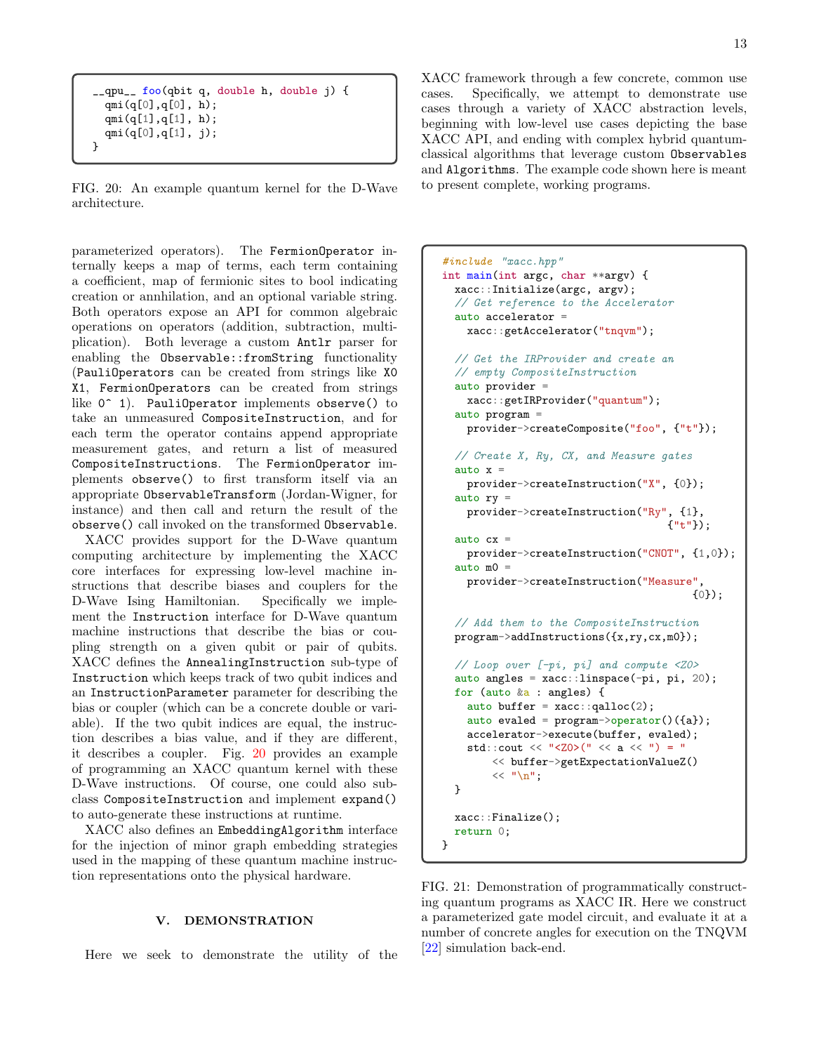```
__qpu__ foo(qbit q, double h, double j) {
  qmi(q[0],q[0], h);
  qmi(q[1],q[1], h);
  qmi(q[0],q[1], j);
}
```

FIG. 20: An example quantum kernel for the D-Wave architecture.

parameterized operators). The `FermionOperator` internally keeps a map of terms, each term containing a coefficient, map of fermionic sites to bool indicating creation or annhilation, and an optional variable string. Both operators expose an API for common algebraic operations on operators (addition, subtraction, multiplication). Both leverage a custom `Antlr` parser for enabling the `Observable::fromString` functionality (`PauliOperators` can be created from strings like `X0 X1`, `FermionOperators` can be created from strings like `0^ 1`). `PauliOperator` implements `observe()` to take an unmeasured `CompositeInstruction`, and for each term the operator contains append appropriate measurement gates, and return a list of measured `CompositeInstructions`. The `FermionOperator` implements `observe()` to first transform itself via an appropriate `ObservableTransform` (Jordan-Wigner, for instance) and then call and return the result of the `observe()` call invoked on the transformed `Observable`.

XACC provides support for the D-Wave quantum computing architecture by implementing the XACC core interfaces for expressing low-level machine instructions that describe biases and couplers for the D-Wave Ising Hamiltonian. Specifically we implement the `Instruction` interface for D-Wave quantum machine instructions that describe the bias or coupling strength on a given qubit or pair of qubits. XACC defines the `AnnealingInstruction` sub-type of `Instruction` which keeps track of two qubit indices and an `InstructionParameter` parameter for describing the bias or coupler (which can be a concrete double or variable). If the two qubit indices are equal, the instruction describes a bias value, and if they are different, it describes a coupler. Fig. 20 provides an example of programming an XACC quantum kernel with these D-Wave instructions. Of course, one could also subclass `CompositeInstruction` and implement `expand()` to auto-generate these instructions at runtime.

XACC also defines an `EmbeddingAlgorithm` interface for the injection of minor graph embedding strategies used in the mapping of these quantum machine instruction representations onto the physical hardware.

## V. DEMONSTRATION

Here we seek to demonstrate the utility of the XACC framework through a few concrete, common use cases. Specifically, we attempt to demonstrate use cases through a variety of XACC abstraction levels, beginning with low-level use cases depicting the base XACC API, and ending with complex hybrid quantum-classical algorithms that leverage custom `Observables` and `Algorithms`. The example code shown here is meant to present complete, working programs.

```
#include "xacc.hpp"
int main(int argc, char **argv) {
  xacc::Initialize(argc, argv);
  // Get reference to the Accelerator
  auto accelerator =
    xacc::getAccelerator("tnqvm");

  // Get the IRProvider and create an
  // empty CompositeInstruction
  auto provider =
    xacc::getIRProvider("quantum");
  auto program =
    provider->createComposite("foo", {"t"});

  // Create X, Ry, CX, and Measure gates
  auto x =
    provider->createInstruction("X", {0});
  auto ry =
    provider->createInstruction("Ry", {1},
                                 {"t"});
  auto cx =
    provider->createInstruction("CNOT", {1,0});
  auto m0 =
    provider->createInstruction("Measure",
                                 {0});

  // Add them to the CompositeInstruction
  program->addInstructions({x,ry,cx,m0});

  // Loop over [-pi, pi] and compute <Z0>
  auto angles = xacc::linspace(-pi, pi, 20);
  for (auto &a : angles) {
    auto buffer = xacc::qalloc(2);
    auto evaled = program->operator()({a});
    accelerator->execute(buffer, evaled);
    std::cout << "<Z0>(" << a << ") = "
        << buffer->getExpectationValueZ()
        << "\n";
  }

  xacc::Finalize();
  return 0;
}
```

FIG. 21: Demonstration of programmatically constructing quantum programs as XACC IR. Here we construct a parameterized gate model circuit, and evaluate it at a number of concrete angles for execution on the TNQVM [22] simulation back-end.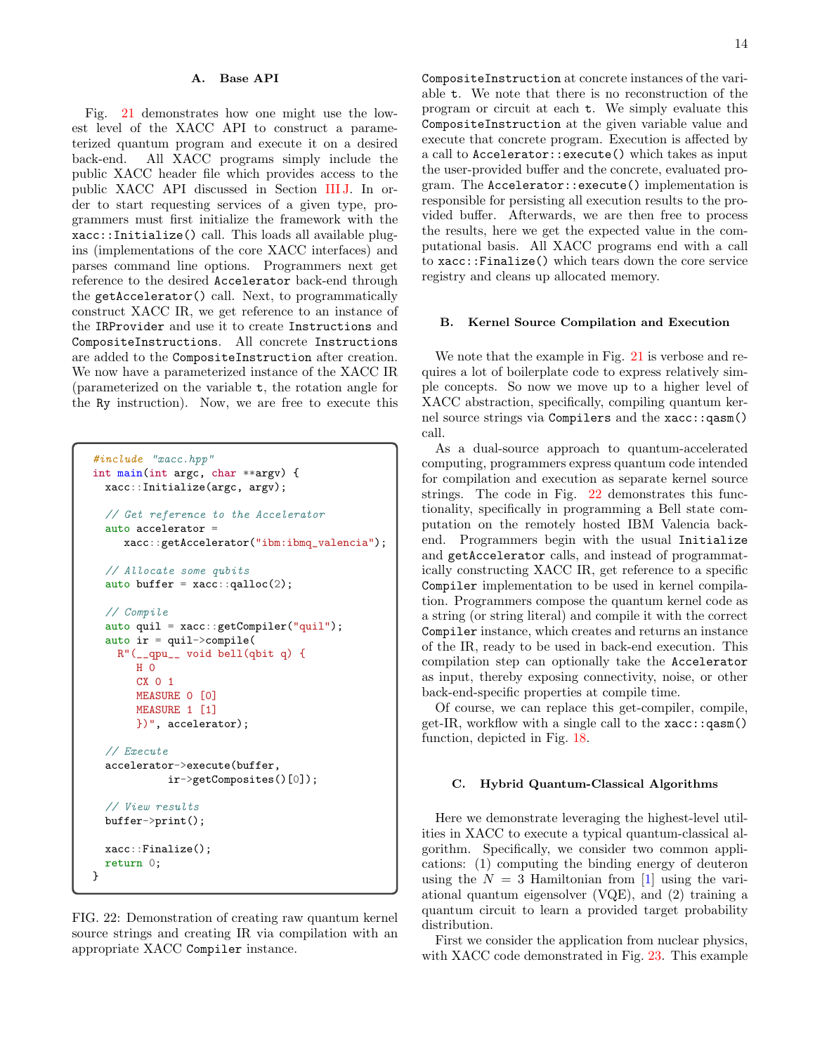### A. Base API

Fig. 21 demonstrates how one might use the lowest level of the XACC API to construct a parameterized quantum program and execute it on a desired back-end. All XACC programs simply include the public XACC header file which provides access to the public XACC API discussed in Section III J. In order to start requesting services of a given type, programmers must first initialize the framework with the `xacc::Initialize()` call. This loads all available plugins (implementations of the core XACC interfaces) and parses command line options. Programmers next get reference to the desired `Accelerator` back-end through the `getAccelerator()` call. Next, to programmatically construct XACC IR, we get reference to an instance of the `IRProvider` and use it to create `Instructions` and `CompositeInstructions`. All concrete `Instructions` are added to the `CompositeInstruction` after creation. We now have a parameterized instance of the XACC IR (parameterized on the variable `t`, the rotation angle for the `Ry` instruction). Now, we are free to execute this `CompositeInstruction` at concrete instances of the variable `t`. We note that there is no reconstruction of the program or circuit at each `t`. We simply evaluate this `CompositeInstruction` at the given variable value and execute that concrete program. Execution is affected by a call to `Accelerator::execute()` which takes as input the user-provided buffer and the concrete, evaluated program. The `Accelerator::execute()` implementation is responsible for persisting all execution results to the provided buffer. Afterwards, we are then free to process the results, here we get the expected value in the computational basis. All XACC programs end with a call to `xacc::Finalize()` which tears down the core service registry and cleans up allocated memory.

```
#include "xacc.hpp"
int main(int argc, char **argv) {
  xacc::Initialize(argc, argv);

  // Get reference to the Accelerator
  auto accelerator =
     xacc::getAccelerator("ibm:ibmq_valencia");

  // Allocate some qubits
  auto buffer = xacc::qalloc(2);

  // Compile
  auto quil = xacc::getCompiler("quil");
  auto ir = quil->compile(
    R"(__qpu__ void bell(qbit q) {
        H 0
        CX 0 1
        MEASURE 0 [0]
        MEASURE 1 [1]
        })", accelerator);

  // Execute
  accelerator->execute(buffer,
            ir->getComposites()[0]);

  // View results
  buffer->print();

  xacc::Finalize();
  return 0;
}
```

FIG. 22: Demonstration of creating raw quantum kernel source strings and creating IR via compilation with an appropriate XACC `Compiler` instance.

### B. Kernel Source Compilation and Execution

We note that the example in Fig. 21 is verbose and requires a lot of boilerplate code to express relatively simple concepts. So now we move up to a higher level of XACC abstraction, specifically, compiling quantum kernel source strings via `Compilers` and the `xacc::qasm()` call.

As a dual-source approach to quantum-accelerated computing, programmers express quantum code intended for compilation and execution as separate kernel source strings. The code in Fig. 22 demonstrates this functionality, specifically in programming a Bell state computation on the remotely hosted IBM Valencia backend. Programmers begin with the usual `Initialize` and `getAccelerator` calls, and instead of programmatically constructing XACC IR, get reference to a specific `Compiler` implementation to be used in kernel compilation. Programmers compose the quantum kernel code as a string (or string literal) and compile it with the correct `Compiler` instance, which creates and returns an instance of the IR, ready to be used in back-end execution. This compilation step can optionally take the `Accelerator` as input, thereby exposing connectivity, noise, or other back-end-specific properties at compile time.

Of course, we can replace this get-compiler, compile, get-IR, workflow with a single call to the `xacc::qasm()` function, depicted in Fig. 18.

### C. Hybrid Quantum-Classical Algorithms

Here we demonstrate leveraging the highest-level utilities in XACC to execute a typical quantum-classical algorithm. Specifically, we consider two common applications: (1) computing the binding energy of deuteron using the $N = 3$ Hamiltonian from [1] using the variational quantum eigensolver (VQE), and (2) training a quantum circuit to learn a provided target probability distribution.

First we consider the application from nuclear physics, with XACC code demonstrated in Fig. 23. This example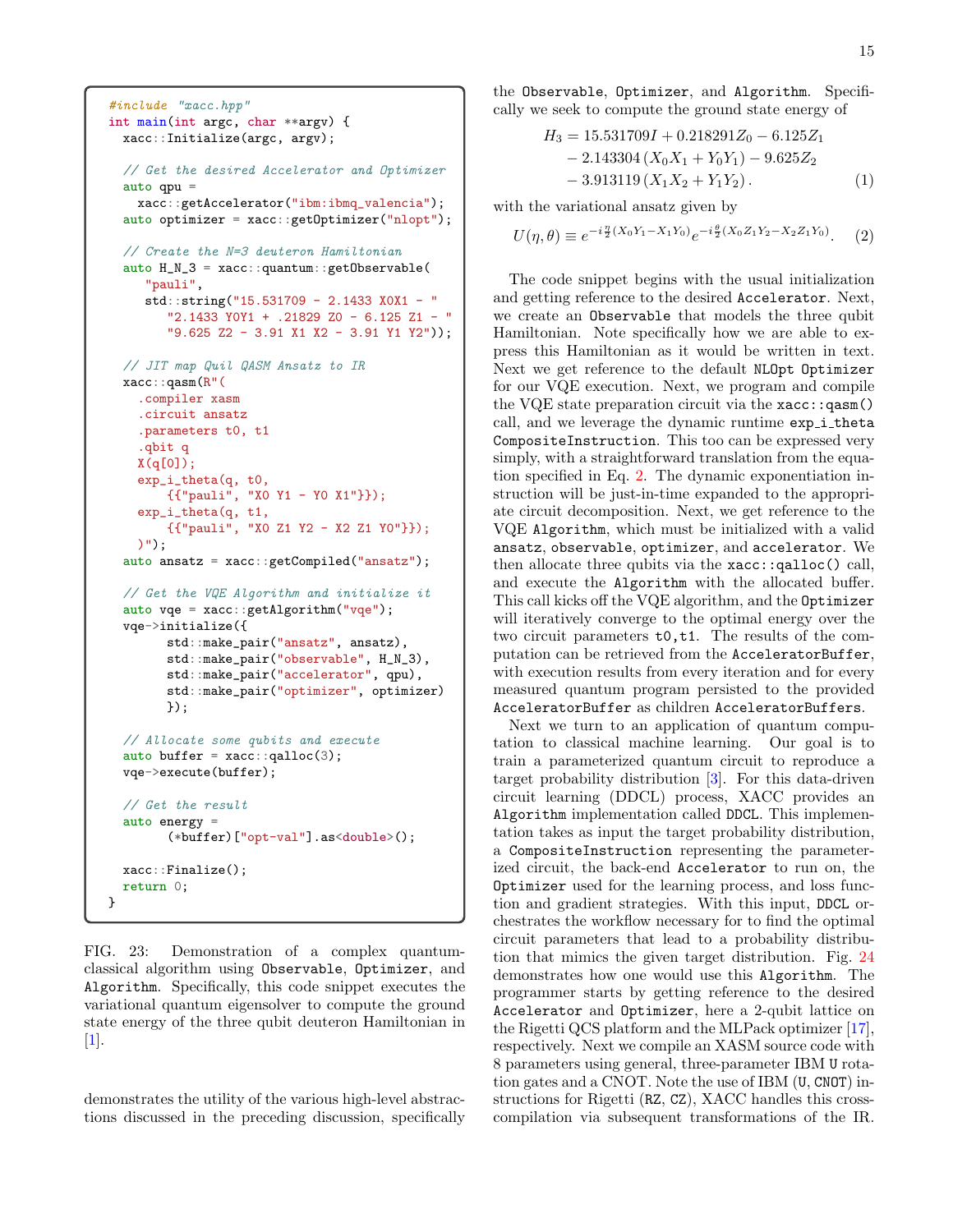```
#include "xacc.hpp"
int main(int argc, char **argv) {
  xacc::Initialize(argc, argv);

  // Get the desired Accelerator and Optimizer
  auto qpu =
    xacc::getAccelerator("ibm:ibmq_valencia");
  auto optimizer = xacc::getOptimizer("nlopt");

  // Create the N=3 deuteron Hamiltonian
  auto H_N_3 = xacc::quantum::getObservable(
     "pauli",
     std::string("15.531709 - 2.1433 X0X1 - "
        "2.1433 Y0Y1 + .21829 Z0 - 6.125 Z1 - "
        "9.625 Z2 - 3.91 X1 X2 - 3.91 Y1 Y2"));

  // JIT map Quil QASM Ansatz to IR
  xacc::qasm(R"(
    .compiler xasm
    .circuit ansatz
    .parameters t0, t1
    .qbit q
    X(q[0]);
    exp_i_theta(q, t0,
        {{"pauli", "X0 Y1 - Y0 X1"}});
    exp_i_theta(q, t1,
        {{"pauli", "X0 Z1 Y2 - X2 Z1 Y0"}});
    )");
  auto ansatz = xacc::getCompiled("ansatz");

  // Get the VQE Algorithm and initialize it
  auto vqe = xacc::getAlgorithm("vqe");
  vqe->initialize({
        std::make_pair("ansatz", ansatz),
        std::make_pair("observable", H_N_3),
        std::make_pair("accelerator", qpu),
        std::make_pair("optimizer", optimizer)
        });

  // Allocate some qubits and execute
  auto buffer = xacc::qalloc(3);
  vqe->execute(buffer);

  // Get the result
  auto energy =
        (*buffer)["opt-val"].as<double>();

  xacc::Finalize();
  return 0;
}
```

FIG. 23: Demonstration of a complex quantum-classical algorithm using Observable, Optimizer, and Algorithm. Specifically, this code snippet executes the variational quantum eigensolver to compute the ground state energy of the three qubit deuteron Hamiltonian in [1].

demonstrates the utility of the various high-level abstractions discussed in the preceding discussion, specifically the Observable, Optimizer, and Algorithm. Specifically we seek to compute the ground state energy of

$$\begin{aligned} H_3 = 15.531709I + 0.218291Z_0 - 6.125Z_1 \\ - 2.143304\,(X_0X_1 + Y_0Y_1) - 9.625Z_2 \\ - 3.913119\,(X_1X_2 + Y_1Y_2)\,. \end{aligned} \tag{1}$$

with the variational ansatz given by

$$U(\eta, \theta) \equiv e^{-i\frac{\eta}{2}(X_0Y_1 - X_1Y_0)} e^{-i\frac{\theta}{2}(X_0Z_1Y_2 - X_2Z_1Y_0)}. \tag{2}$$

The code snippet begins with the usual initialization and getting reference to the desired Accelerator. Next, we create an Observable that models the three qubit Hamiltonian. Note specifically how we are able to express this Hamiltonian as it would be written in text. Next we get reference to the default NLOpt Optimizer for our VQE execution. Next, we program and compile the VQE state preparation circuit via the xacc::qasm() call, and we leverage the dynamic runtime exp_i_theta CompositeInstruction. This too can be expressed very simply, with a straightforward translation from the equation specified in Eq. 2. The dynamic exponentiation instruction will be just-in-time expanded to the appropriate circuit decomposition. Next, we get reference to the VQE Algorithm, which must be initialized with a valid ansatz, observable, optimizer, and accelerator. We then allocate three qubits via the xacc::qalloc() call, and execute the Algorithm with the allocated buffer. This call kicks off the VQE algorithm, and the Optimizer will iteratively converge to the optimal energy over the two circuit parameters t0,t1. The results of the computation can be retrieved from the AcceleratorBuffer, with execution results from every iteration and for every measured quantum program persisted to the provided AcceleratorBuffer as children AcceleratorBuffers.

Next we turn to an application of quantum computation to classical machine learning. Our goal is to train a parameterized quantum circuit to reproduce a target probability distribution [3]. For this data-driven circuit learning (DDCL) process, XACC provides an Algorithm implementation called DDCL. This implementation takes as input the target probability distribution, a CompositeInstruction representing the parameterized circuit, the back-end Accelerator to run on, the Optimizer used for the learning process, and loss function and gradient strategies. With this input, DDCL orchestrates the workflow necessary for to find the optimal circuit parameters that lead to a probability distribution that mimics the given target distribution. Fig. 24 demonstrates how one would use this Algorithm. The programmer starts by getting reference to the desired Accelerator and Optimizer, here a 2-qubit lattice on the Rigetti QCS platform and the MLPack optimizer [17], respectively. Next we compile an XASM source code with 8 parameters using general, three-parameter IBM U rotation gates and a CNOT. Note the use of IBM (U, CNOT) instructions for Rigetti (RZ, CZ), XACC handles this cross-compilation via subsequent transformations of the IR.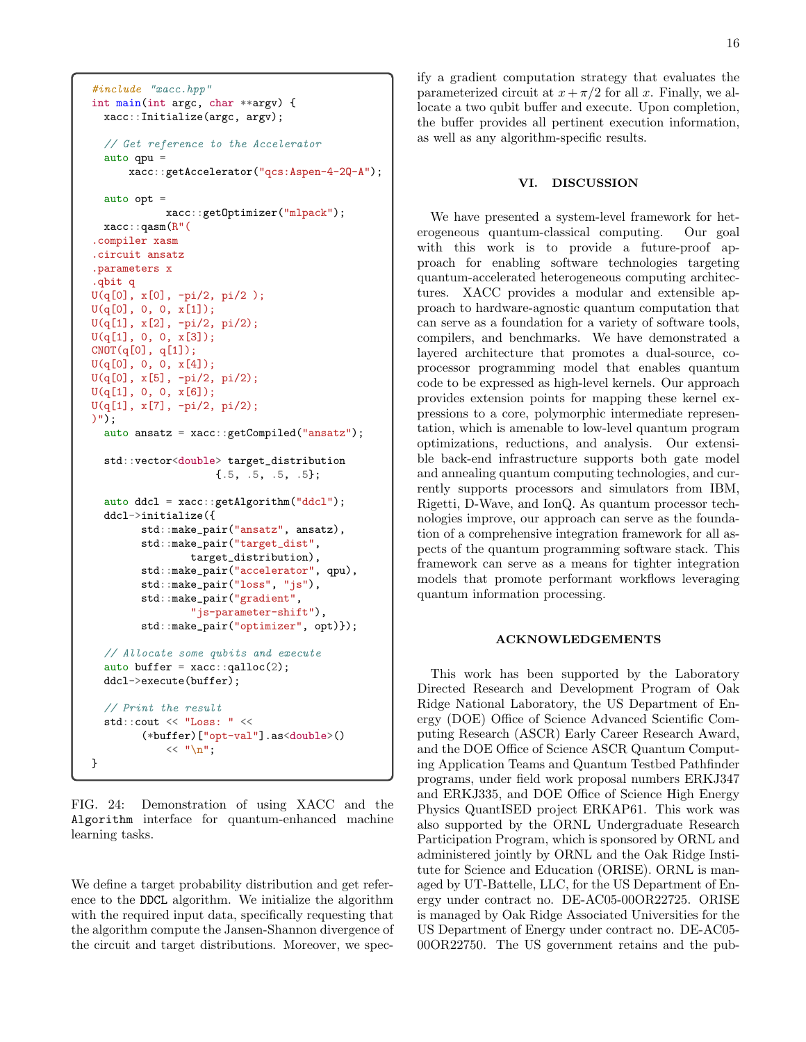```cpp
#include "xacc.hpp"
int main(int argc, char **argv) {
  xacc::Initialize(argc, argv);

  // Get reference to the Accelerator
  auto qpu =
      xacc::getAccelerator("qcs:Aspen-4-2Q-A");

  auto opt =
            xacc::getOptimizer("mlpack");
  xacc::qasm(R"(
.compiler xasm
.circuit ansatz
.parameters x
.qbit q
U(q[0], x[0], -pi/2, pi/2 );
U(q[0], 0, 0, x[1]);
U(q[1], x[2], -pi/2, pi/2);
U(q[1], 0, 0, x[3]);
CNOT(q[0], q[1]);
U(q[0], 0, 0, x[4]);
U(q[0], x[5], -pi/2, pi/2);
U(q[1], 0, 0, x[6]);
U(q[1], x[7], -pi/2, pi/2);
)");
  auto ansatz = xacc::getCompiled("ansatz");

  std::vector<double> target_distribution
                    {.5, .5, .5, .5};

  auto ddcl = xacc::getAlgorithm("ddcl");
  ddcl->initialize({
        std::make_pair("ansatz", ansatz),
        std::make_pair("target_dist",
                target_distribution),
        std::make_pair("accelerator", qpu),
        std::make_pair("loss", "js"),
        std::make_pair("gradient",
                "js-parameter-shift"),
        std::make_pair("optimizer", opt)});

  // Allocate some qubits and execute
  auto buffer = xacc::qalloc(2);
  ddcl->execute(buffer);

  // Print the result
  std::cout << "Loss: " <<
        (*buffer)["opt-val"].as<double>()
            << "\n";
}
```

FIG. 24: Demonstration of using XACC and the `Algorithm` interface for quantum-enhanced machine learning tasks.

We define a target probability distribution and get reference to the `DDCL` algorithm. We initialize the algorithm with the required input data, specifically requesting that the algorithm compute the Jansen-Shannon divergence of the circuit and target distributions. Moreover, we specify a gradient computation strategy that evaluates the parameterized circuit at $x + \pi/2$ for all $x$. Finally, we allocate a two qubit buffer and execute. Upon completion, the buffer provides all pertinent execution information, as well as any algorithm-specific results.

## VI. DISCUSSION

We have presented a system-level framework for heterogeneous quantum-classical computing. Our goal with this work is to provide a future-proof approach for enabling software technologies targeting quantum-accelerated heterogeneous computing architectures. XACC provides a modular and extensible approach to hardware-agnostic quantum computation that can serve as a foundation for a variety of software tools, compilers, and benchmarks. We have demonstrated a layered architecture that promotes a dual-source, co-processor programming model that enables quantum code to be expressed as high-level kernels. Our approach provides extension points for mapping these kernel expressions to a core, polymorphic intermediate representation, which is amenable to low-level quantum program optimizations, reductions, and analysis. Our extensible back-end infrastructure supports both gate model and annealing quantum computing technologies, and currently supports processors and simulators from IBM, Rigetti, D-Wave, and IonQ. As quantum processor technologies improve, our approach can serve as the foundation of a comprehensive integration framework for all aspects of the quantum programming software stack. This framework can serve as a means for tighter integration models that promote performant workflows leveraging quantum information processing.

## ACKNOWLEDGEMENTS

This work has been supported by the Laboratory Directed Research and Development Program of Oak Ridge National Laboratory, the US Department of Energy (DOE) Office of Science Advanced Scientific Computing Research (ASCR) Early Career Research Award, and the DOE Office of Science ASCR Quantum Computing Application Teams and Quantum Testbed Pathfinder programs, under field work proposal numbers ERKJ347 and ERKJ335, and DOE Office of Science High Energy Physics QuantISED project ERKAP61. This work was also supported by the ORNL Undergraduate Research Participation Program, which is sponsored by ORNL and administered jointly by ORNL and the Oak Ridge Institute for Science and Education (ORISE). ORNL is managed by UT-Battelle, LLC, for the US Department of Energy under contract no. DE-AC05-00OR22725. ORISE is managed by Oak Ridge Associated Universities for the US Department of Energy under contract no. DE-AC05-00OR22750. The US government retains and the pub-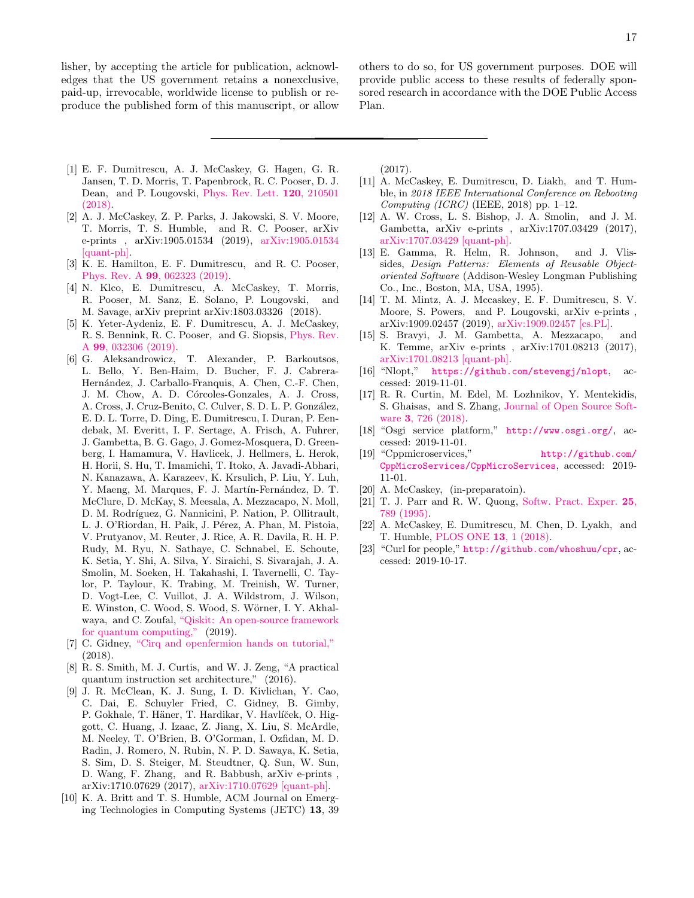lisher, by accepting the article for publication, acknowledges that the US government retains a nonexclusive, paid-up, irrevocable, worldwide license to publish or reproduce the published form of this manuscript, or allow others to do so, for US government purposes. DOE will provide public access to these results of federally sponsored research in accordance with the DOE Public Access Plan.

---

[1] E. F. Dumitrescu, A. J. McCaskey, G. Hagen, G. R. Jansen, T. D. Morris, T. Papenbrock, R. C. Pooser, D. J. Dean, and P. Lougovski, Phys. Rev. Lett. **120**, 210501 (2018).

[2] A. J. McCaskey, Z. P. Parks, J. Jakowski, S. V. Moore, T. Morris, T. S. Humble, and R. C. Pooser, arXiv e-prints , arXiv:1905.01534 (2019), arXiv:1905.01534 [quant-ph].

[3] K. E. Hamilton, E. F. Dumitrescu, and R. C. Pooser, Phys. Rev. A **99**, 062323 (2019).

[4] N. Klco, E. Dumitrescu, A. McCaskey, T. Morris, R. Pooser, M. Sanz, E. Solano, P. Lougovski, and M. Savage, arXiv preprint arXiv:1803.03326 (2018).

[5] K. Yeter-Aydeniz, E. F. Dumitrescu, A. J. McCaskey, R. S. Bennink, R. C. Pooser, and G. Siopsis, Phys. Rev. A **99**, 032306 (2019).

[6] G. Aleksandrowicz, T. Alexander, P. Barkoutsos, L. Bello, Y. Ben-Haim, D. Bucher, F. J. Cabrera-Hernández, J. Carballo-Franquis, A. Chen, C.-F. Chen, J. M. Chow, A. D. Córcoles-Gonzales, A. J. Cross, A. Cross, J. Cruz-Benito, C. Culver, S. D. L. P. González, E. D. L. Torre, D. Ding, E. Dumitrescu, I. Duran, P. Eendebak, M. Everitt, I. F. Sertage, A. Frisch, A. Fuhrer, J. Gambetta, B. G. Gago, J. Gomez-Mosquera, D. Greenberg, I. Hamamura, V. Havlicek, J. Hellmers, L. Herok, H. Horii, S. Hu, T. Imamichi, T. Itoko, A. Javadi-Abhari, N. Kanazawa, A. Karazeev, K. Krsulich, P. Liu, Y. Luh, Y. Maeng, M. Marques, F. J. Martín-Fernández, D. T. McClure, D. McKay, S. Meesala, A. Mezzacapo, N. Moll, D. M. Rodríguez, G. Nannicini, P. Nation, P. Ollitrault, L. J. O'Riordan, H. Paik, J. Pérez, A. Phan, M. Pistoia, V. Prutyanov, M. Reuter, J. Rice, A. R. Davila, R. H. P. Rudy, M. Ryu, N. Sathaye, C. Schnabel, E. Schoute, K. Setia, Y. Shi, A. Silva, Y. Siraichi, S. Sivarajah, J. A. Smolin, M. Soeken, H. Takahashi, I. Tavernelli, C. Taylor, P. Taylour, K. Trabing, M. Treinish, W. Turner, D. Vogt-Lee, C. Vuillot, J. A. Wildstrom, J. Wilson, E. Winston, C. Wood, S. Wood, S. Wörner, I. Y. Akhalwaya, and C. Zoufal, "Qiskit: An open-source framework for quantum computing," (2019).

[7] C. Gidney, "Cirq and openfermion hands on tutorial," (2018).

[8] R. S. Smith, M. J. Curtis, and W. J. Zeng, "A practical quantum instruction set architecture," (2016).

[9] J. R. McClean, K. J. Sung, I. D. Kivlichan, Y. Cao, C. Dai, E. Schuyler Fried, C. Gidney, B. Gimby, P. Gokhale, T. Häner, T. Hardikar, V. Havlíček, O. Higgott, C. Huang, J. Izaac, Z. Jiang, X. Liu, S. McArdle, M. Neeley, T. O'Brien, B. O'Gorman, I. Ozfidan, M. D. Radin, J. Romero, N. Rubin, N. P. D. Sawaya, K. Setia, S. Sim, D. S. Steiger, M. Steudtner, Q. Sun, W. Sun, D. Wang, F. Zhang, and R. Babbush, arXiv e-prints , arXiv:1710.07629 (2017), arXiv:1710.07629 [quant-ph].

[10] K. A. Britt and T. S. Humble, ACM Journal on Emerging Technologies in Computing Systems (JETC) **13**, 39 (2017).

[11] A. McCaskey, E. Dumitrescu, D. Liakh, and T. Humble, in *2018 IEEE International Conference on Rebooting Computing (ICRC)* (IEEE, 2018) pp. 1–12.

[12] A. W. Cross, L. S. Bishop, J. A. Smolin, and J. M. Gambetta, arXiv e-prints , arXiv:1707.03429 (2017), arXiv:1707.03429 [quant-ph].

[13] E. Gamma, R. Helm, R. Johnson, and J. Vlissides, *Design Patterns: Elements of Reusable Object-oriented Software* (Addison-Wesley Longman Publishing Co., Inc., Boston, MA, USA, 1995).

[14] T. M. Mintz, A. J. Mccaskey, E. F. Dumitrescu, S. V. Moore, S. Powers, and P. Lougovski, arXiv e-prints , arXiv:1909.02457 (2019), arXiv:1909.02457 [cs.PL].

[15] S. Bravyi, J. M. Gambetta, A. Mezzacapo, and K. Temme, arXiv e-prints , arXiv:1701.08213 (2017), arXiv:1701.08213 [quant-ph].

[16] "Nlopt," `https://github.com/stevengj/nlopt`, accessed: 2019-11-01.

[17] R. R. Curtin, M. Edel, M. Lozhnikov, Y. Mentekidis, S. Ghaisas, and S. Zhang, Journal of Open Source Software **3**, 726 (2018).

[18] "Osgi service platform," `http://www.osgi.org/`, accessed: 2019-11-01.

[19] "Cppmicroservices," `http://github.com/CppMicroServices/CppMicroServices`, accessed: 2019-11-01.

[20] A. McCaskey, (in-preparatoin).

[21] T. J. Parr and R. W. Quong, Softw. Pract. Exper. **25**, 789 (1995).

[22] A. McCaskey, E. Dumitrescu, M. Chen, D. Lyakh, and T. Humble, PLOS ONE **13**, 1 (2018).

[23] "Curl for people," `http://github.com/whoshuu/cpr`, accessed: 2019-10-17.